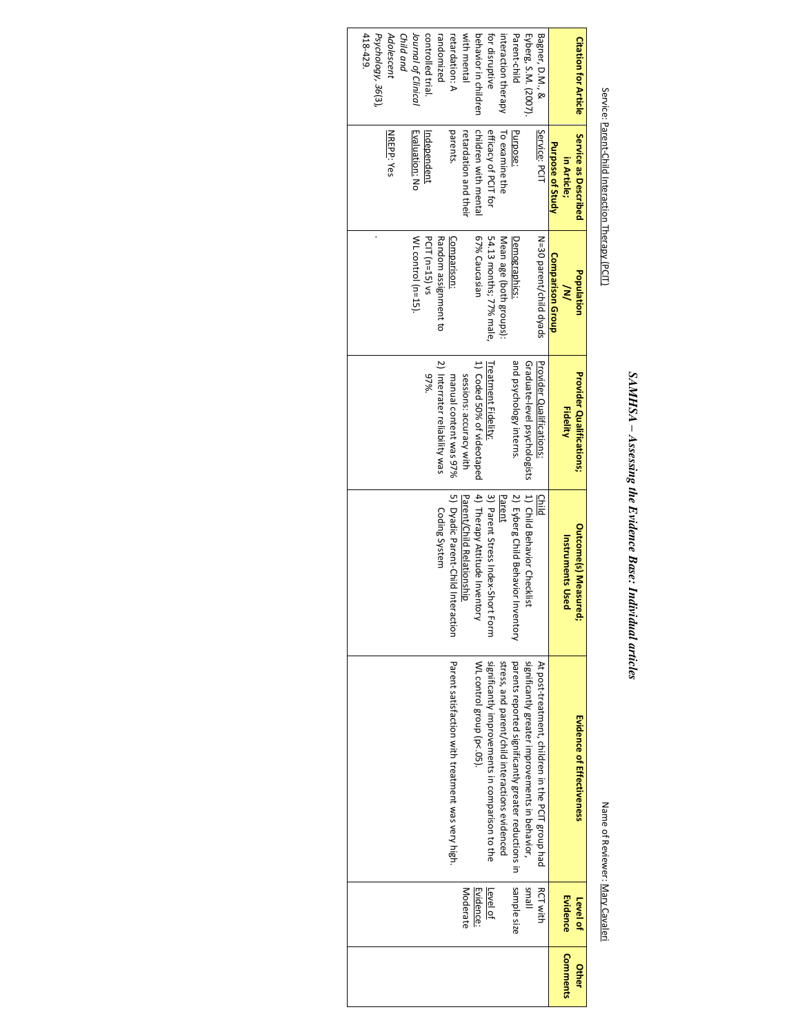# *SAMHSA – Assessing the Evidence Base: Individual articles*

Service: Parent-Child Interaction Therapy (PCIT)

Name of Reviewer: Mary Cavaleri

| Citation for Article | Service as Described in Article; Purpose of Study | Population /N/ Comparison Group | Provider Qualifications; Fidelity | Outcome(s) Measured; Instruments Used | Evidence of Effectiveness | Level of Evidence | Other Comments |
|---|---|---|---|---|---|---|---|
| Bagner, D.M., & Eyberg, S.M. (2007). Parent-child interaction therapy for disruptive behavior in children with mental retardation: A randomized controlled trial. *Journal of Clinical Child and Adolescent Psychology, 36*(3), 418-429. | Service: PCIT<br><br>Purpose: To examine the efficacy of PCIT for children with mental retardation and their parents.<br><br>Independent Evaluation: No<br><br>NREPP: Yes | N=30 parent/child dyads<br><br>Demographics: Mean age (both groups): 54.13 months; 77% male, 67% Caucasian<br><br>Comparison: Random assignment to PCIT (n=15) vs WL control (n=15). | Provider Qualifications: Graduate-level psychologists and psychology interns.<br><br>Treatment Fidelity:<br>1) Coded 50% of videotaped sessions: accuracy with manual content was 97%<br>2) Interrater reliability was 97%. | Child<br>1) Child Behavior Checklist<br>2) Eyberg Child Behavior Inventory<br>Parent<br>3) Parent Stress Index-Short Form<br>4) Therapy Attitude Inventory<br>Parent/Child Relationship<br>5) Dyadic Parent-Child Interaction Coding System | At post-treatment, children in the PCIT group had significantly greater improvements in behavior, parents reported significantly greater reductions in stress, and parent/child interactions evidenced significantly improvements in comparison to the WL control group (p<.05).<br><br>Parent satisfaction with treatment was very high. | RCT with small sample size<br><br>Level of Evidence: Moderate | |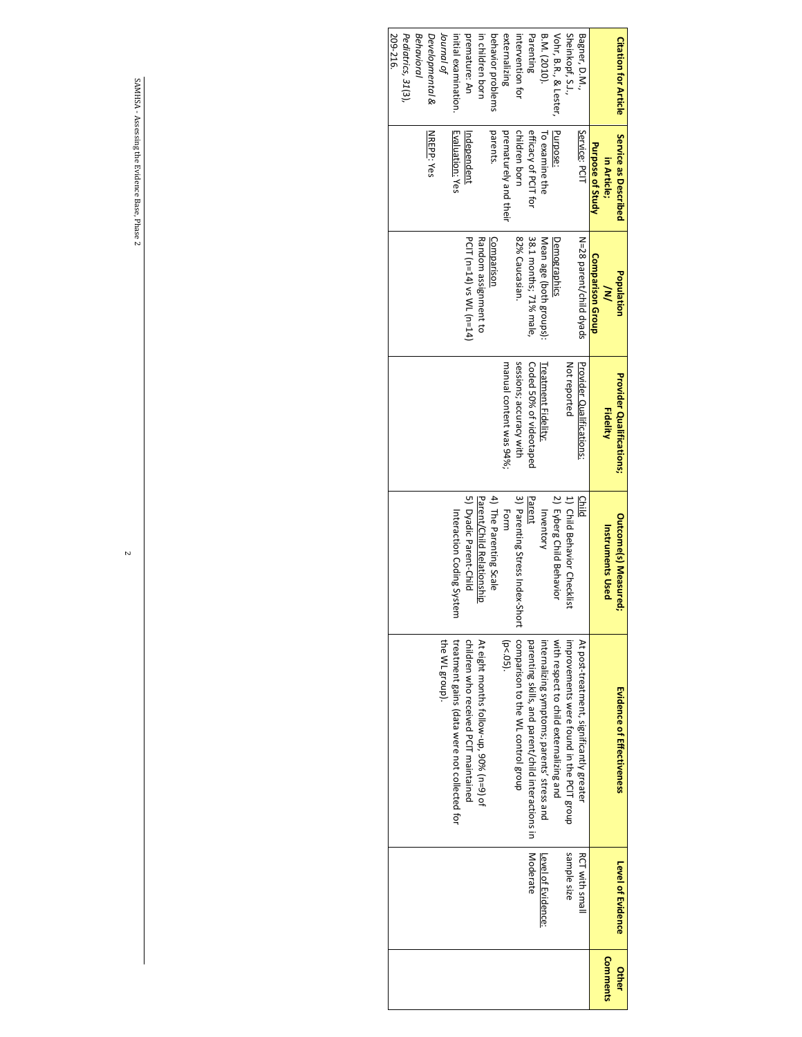| Citation for Article | Service as Described in Article; Purpose of Study | Population /N/ Comparison Group | Provider Qualifications; Fidelity | Outcome(s) Measured; Instruments Used | Evidence of Effectiveness | Level of Evidence | Other Comments |
|---|---|---|---|---|---|---|---|
| Bagner, D.M., Sheinkopf, S.J., Vohr, B.R., & Lester, B.M. (2010). Parenting intervention for externalizing behavior problems in children born premature: An initial examination. *Journal of Developmental & Behavioral Pediatrics, 31*(3), 209-216. | Service: PCIT<br><br>Purpose: To examine the efficacy of PCIT for children born prematurely and their parents.<br><br>Independent Evaluation: Yes<br><br>NREPP: Yes | N=28 parent/child dyads<br><br>Demographics Mean age (both groups): 38.1 months, 71% male, 82% Caucasian.<br><br>Comparison Random assignment to PCIT (n=14) vs WL (n=14) | Provider Qualifications: Not reported<br><br>Treatment Fidelity: Coded 50% of videotaped sessions; accuracy with manual content was 94%. | Child<br>1) Child Behavior Checklist<br>2) Eyberg Child Behavior Inventory<br><br>Parent<br>3) Parenting Stress Index-Short Form<br>4) The Parenting Scale<br><br>Parent/Child Relationship<br>5) Dyadic Parent-Child Interaction Coding System | At post-treatment, significantly greater improvements were found in the PCIT group with respect to child externalizing and internalizing symptoms; parents' stress and parenting skills, and parent/child interactions in comparison to the WL control group (p<.05).<br><br>At eight months follow-up, 90% (n=9) of children who received PCIT maintained treatment gains (data were not collected for the WL group). | RCT with small sample size<br><br>Level of Evidence: Moderate | |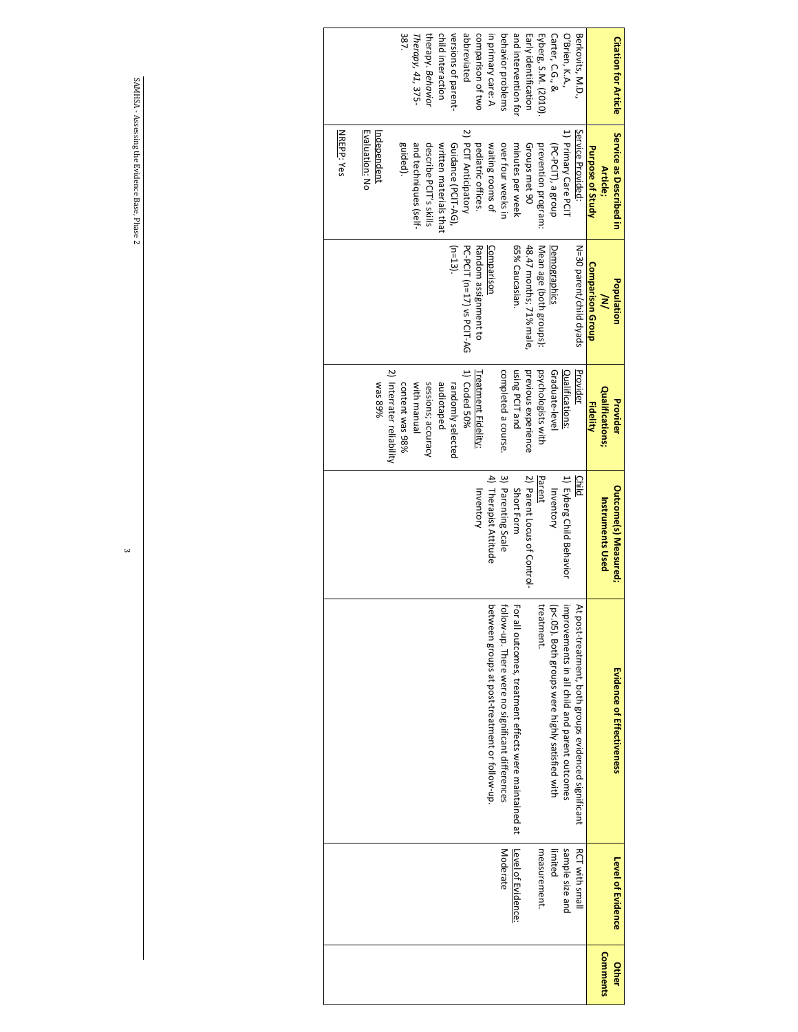| Citation for Article | Service as Described in Article; Purpose of Study | Population /N/ Comparison Group | Provider Qualifications; Fidelity | Outcome(s) Measured; Instruments Used | Evidence of Effectiveness | Level of Evidence | Other Comments |
|---|---|---|---|---|---|---|---|
| Berkovits, M.D., O'Brien, K.A., Carter, C.G., & Eyberg, S.M. (2010). Early identification and intervention for behavior problems in primary care: A comparison of two abbreviated versions of parent-child interaction therapy. *Behavior Therapy, 41*, 375-387. | Service Provided:<br>1) Primary Care PCIT (PC-PCIT), a group prevention program: Groups met 90 minutes per week over four weeks in waiting rooms of pediatric offices.<br>2) PCIT Anticipatory Guidance (PCIT-AG), written materials that describe PCIT's skills and techniques (self-guided).<br><br>Independent Evaluation: No<br><br>NREPP: Yes | N=30 parent/child dyads<br><br>Demographics<br>Mean age (both groups): 48.47 months; 71% male, 65% Caucasian.<br><br>Comparison<br>Random assignment to PC-PCIT (n=17) vs PCIT-AG (n=13). | Provider Qualifications:<br>Graduate-level psychologists with previous experience using PCIT and completed a course.<br><br>Treatment Fidelity:<br>1) Coded 50% randomly selected audiotaped sessions; accuracy with manual content was 98%<br>2) Interrater reliability was 89% | Child<br>1) Eyberg Child Behavior Inventory<br>Parent<br>2) Parent Locus of Control-Short Form<br>3) Parenting Scale<br>4) Therapist Attitude Inventory | At post-treatment, both groups evidenced significant improvements in all child and parent outcomes (p<.05). Both groups were highly satisfied with treatment.<br><br>For all outcomes, treatment effects were maintained at follow-up. There were no significant differences between groups at post-treatment or follow-up. | RCT with small sample size and limited measurement.<br><br>Level of Evidence: Moderate | |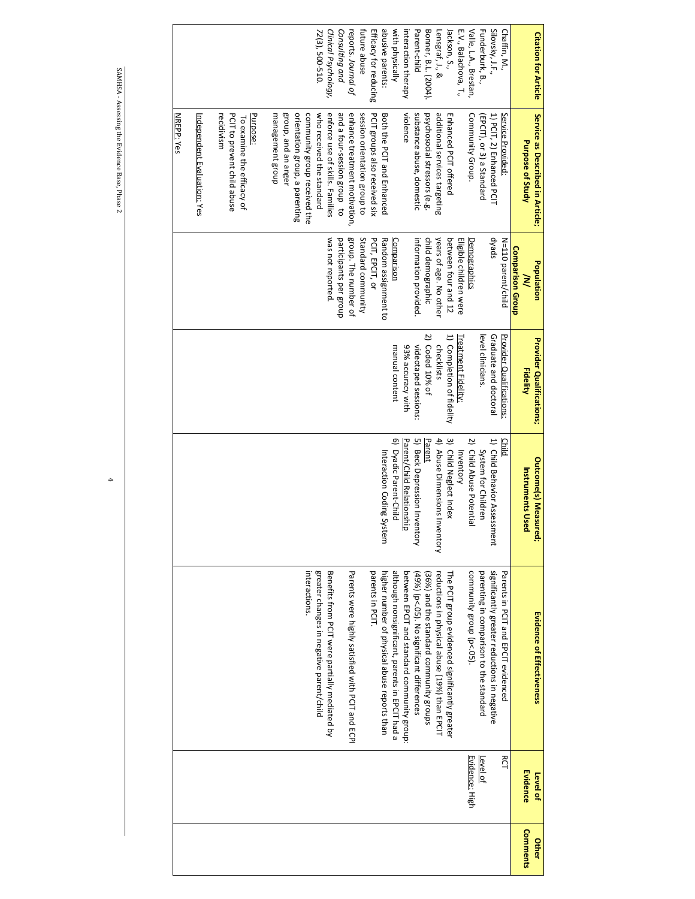| Citation for Article | Service as Described in Article; Purpose of Study | Population /N/ Comparison Group | Provider Qualifications; Fidelity | Outcome(s) Measured; Instruments Used | Evidence of Effectiveness | Level of Evidence | Other Comments |
|---|---|---|---|---|---|---|---|
| Chaffin, M., Silovsky, J.F., Funderburk, B., Valle, L.A., Brestan, E.V., Balachova, T., Jackson, S., Lensgraf, J., & Bonner, B.L. (2004). Parent-child interaction therapy with physically abusive parents: Efficacy for reducing future abuse reports. *Journal of Consulting and Clinical Psychology, 72*(3), 500-510. | Service Provided: 1) PCIT, 2) Enhanced PCIT (EPCIT), or 3) a Standard Community Group.<br><br>Enhanced PCIT offered additional services targeting psychosocial stressors (e.g. substance abuse, domestic violence<br><br>Both the PCIT and Enhanced PCIT groups also received six session orientation group to enhance treatment motivation, and a four-session group to enforce use of skills. Families who received the standard community group received the orientation group, a parenting group, and an anger management group<br><br>Purpose: To examine the efficacy of PCIT to prevent child abuse recidivism<br><br>Independent Evaluation: Yes<br><br>NREPP: Yes | N=110 parent/child dyads<br><br>Demographics<br>Eligible children were between four and 12 years of age. No other child demographic information provided.<br><br>Comparison<br>Random assignment to PCIT, EPCIT, or Standard community group. The number of participants per group was not reported. | Provider Qualifications: Graduate and doctoral level clinicians.<br><br>Treatment Fidelity:<br>1) Completion of fidelity checklists<br>2) Coded 10% of videotaped sessions: 93% accuracy with manual content | Child<br>1) Child Behavior Assessment System for Children<br>2) Child Abuse Potential Inventory<br>3) Child Neglect Index<br>4) Abuse Dimensions Inventory<br>Parent<br>5) Beck Depression Inventory<br>Parent/Child Relationship<br>6) Dyadic Parent-Child Interaction Coding System | Parents in PCIT and EPCIT evidenced significantly greater reductions in negative parenting in comparison to the standard community group (p<.05).<br><br>The PCIT group evidenced significantly greater reductions in physical abuse (19%) than EPCIT (36%) and the standard community groups (49%) (p<.05). No significant differences between EPCIT and standard community group: although nonsignificant, parents in EPCIT had a higher number of physical abuse reports than parents in PCIT.<br><br>Parents were highly satisfied with PCIT and ECPI<br><br>Benefits from PCIT were partially mediated by greater changes in negative parent/child interactions. | RCT<br><br>Level of Evidence: High | |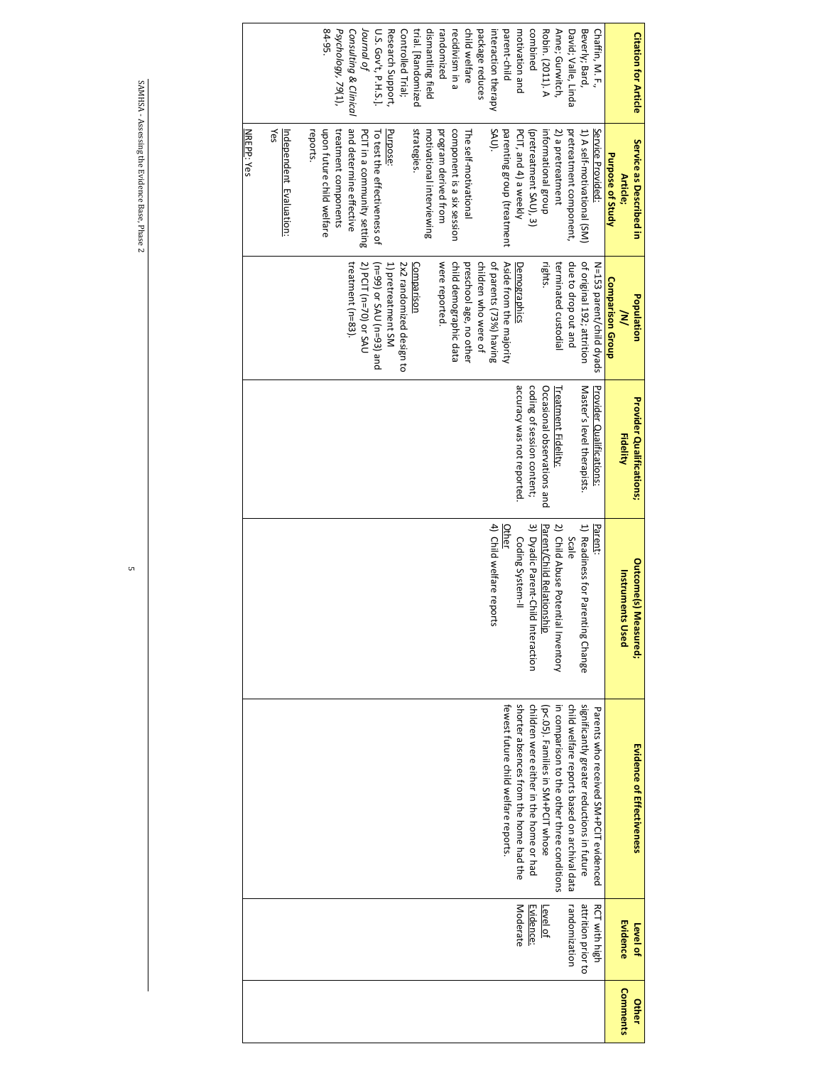| Citation for Article | Service as Described in Article; Purpose of Study | Population /N/ Comparison Group | Provider Qualifications; Fidelity | Outcome(s) Measured; Instruments Used | Evidence of Effectiveness | Level of Evidence | Other Comments |
|---|---|---|---|---|---|---|---|
| Chaffin, M. F., Beverly; Bard, David; Valle, Linda Anne; Gurwitch, Robin. (2011). A combined motivation and parent-child interaction therapy package reduces child welfare recidivism in a randomized dismantling field trial. [Randomized Controlled Trial; Research Support, U.S. Gov't, P.H.S.]. *Journal of Consulting & Clinical Psychology, 79*(1), 84-95. | Service Provided: 1) A self-motivational (SM) pretreatment component, 2) a pretreatment informational group (pretreatment SAU), 3) PCIT, and 4) a weekly parenting group (treatment SAU). The self-motivational component is a six session program derived from motivational interviewing strategies. Purpose: To test the effectiveness of PCIT in a community setting and determine effective treatment components upon future child welfare reports. Independent Evaluation: Yes NREPP: Yes | N=153 parent/child dyads of original 192; attrition due to drop out and terminated custodial rights. Demographics Aside from the majority of parents (73%) having children who were of preschool age, no other child demographic data were reported. Comparison 2x2 randomized design to 1) pretreatment SM (n=99) or SAU (n=93) and 2) PCIT (n=70) or SAU treatment (n=83). | Provider Qualifications: Master's level therapists. Treatment Fidelity: Occasional observations and coding of session content; accuracy was not reported. | Parent: 1) Readiness for Parenting Change Scale 2) Child Abuse Potential Inventory Parent/Child Relationship 3) Dyadic Parent-Child Interaction Coding System-II Other 4) Child welfare reports | Parents who received SM+PCIT evidenced significantly greater reductions in future child welfare reports based on archival data in comparison to the other three conditions (p<.05). Families in SM+PCIT whose children were either in the home or had shorter absences from the home had the fewest future child welfare reports. | RCT with high attrition prior to randomization Level of Evidence: Moderate | |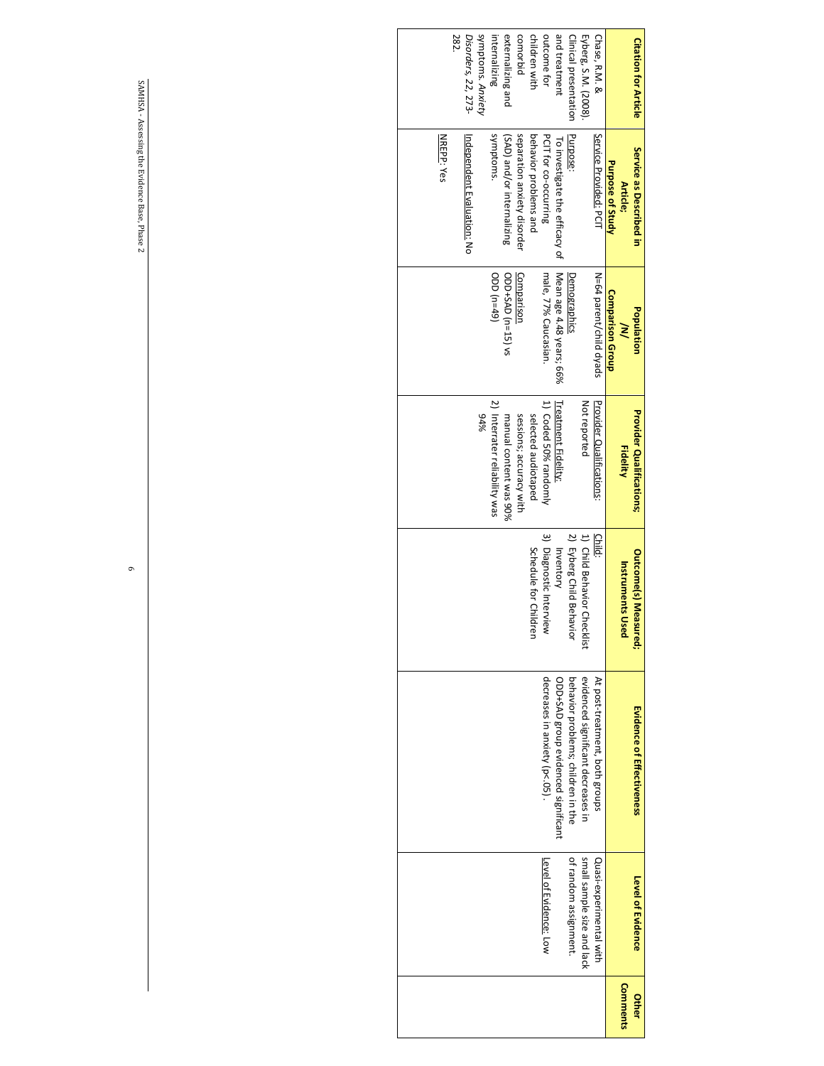| Citation for Article | Service as Described in Article; Purpose of Study | Population /N/ Comparison Group | Provider Qualifications; Fidelity | Outcome(s) Measured; Instruments Used | Evidence of Effectiveness | Level of Evidence | Other Comments |
|---|---|---|---|---|---|---|---|
| Chase, R.M. & Eyberg, S.M. (2008). Clinical presentation and treatment outcome for children with comorbid externalizing and internalizing symptoms. *Anxiety Disorders, 22*, 273-282. | Service Provided: PCIT<br><br>Purpose:<br>To investigate the efficacy of PCIT for co-occurring behavior problems and separation anxiety disorder (SAD) and/or internalizing symptoms.<br><br>Independent Evaluation: No<br><br>NREPP: Yes | N=64 parent/child dyads<br><br>Demographics<br>Mean age 4.48 years; 66% male, 77% Caucasian.<br><br>Comparison<br>ODD+SAD (n=15) vs ODD (n=49) | Provider Qualifications:<br>Not reported<br><br>Treatment Fidelity:<br>1) Coded 50% randomly selected audiotaped sessions; accuracy with manual content was 90%<br>2) Interrater reliability was 94% | Child:<br>1) Child Behavior Checklist<br>2) Eyberg Child Behavior Inventory<br>3) Diagnostic Interview Schedule for Children | At post-treatment, both groups evidenced significant decreases in behavior problems; children in the ODD+SAD group evidenced significant decreases in anxiety ($p<.05$). | Quasi-experimental with small sample size and lack of random assignment.<br><br>Level of Evidence: Low | |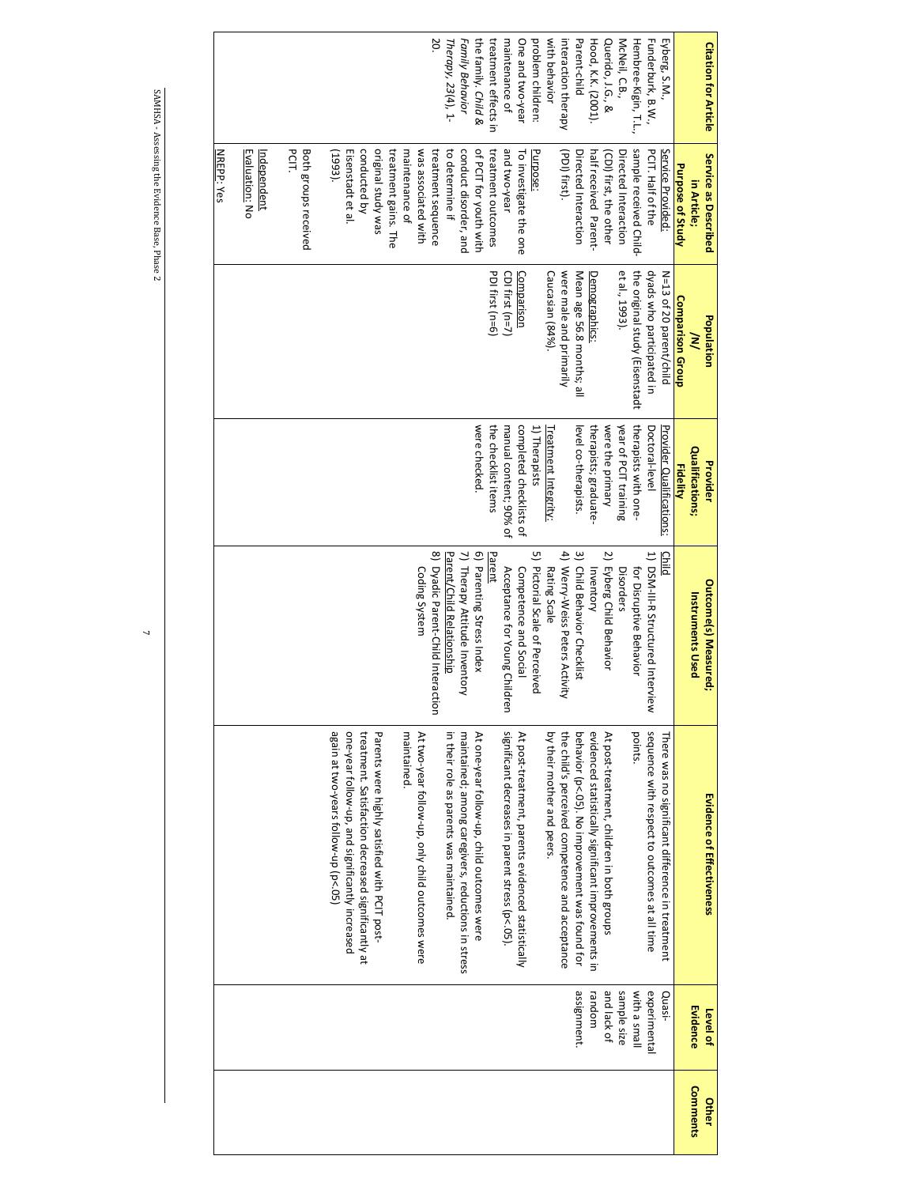| Citation for Article | Service as Described in Article; Purpose of Study | Population /N/ Comparison Group | Provider Qualifications; Fidelity | Outcome(s) Measured; Instruments Used | Evidence of Effectiveness | Level of Evidence | Other Comments |
|---|---|---|---|---|---|---|---|
| Eyberg, S.M., Funderburk, B.W., Hembree-Kigin, T.L., McNeil, C.B., Querido, J.G., & Hood, K.K. (2001). Parent-child interaction therapy with behavior problem children: One and two-year maintenance of treatment effects in the family. *Child & Family Behavior Therapy, 23*(4), 1-20. | Service Provided: PCIT. Half of the sample received Child-Directed Interaction (CDI) first, the other half received Parent-Directed Interaction (PDI) first.<br><br>Purpose: To investigate the one and two-year maintenance of treatment outcomes of PCIT for youth with conduct disorder, and to determine if treatment sequence was associated with maintenance of treatment gains. The original study was conducted by Eisenstadt et al. (1993).<br><br>Both groups received PCIT.<br><br>Independent Evaluation: No<br><br>NREPP: Yes | N=13 of 20 parent/child dyads who participated in the original study (Eisenstadt et al., 1993).<br><br>Demographics: Mean age 56.8 months; all were male and primarily Caucasian (84%).<br><br>Comparison CDI first (n=7) PDI first (n=6) | Provider Qualifications: Doctoral-level therapists with one-year of PCIT training were the primary therapists; graduate-level co-therapists.<br><br>Treatment Integrity: 1) Therapists completed checklists of manual content; 90% of the checklist items were checked. | Child<br>1) DSM-III-R Structured Interview for Disruptive Behavior Disorders<br>2) Eyberg Child Behavior Inventory<br>3) Child Behavior Checklist<br>4) Werry-Weiss Peters Activity Rating Scale<br>5) Pictorial Scale of Perceived Competence and Social Acceptance for Young Children<br>Parent<br>6) Parenting Stress Index<br>7) Therapy Attitude Inventory<br>Parent/Child Relationship<br>8) Dyadic Parent-Child Interaction Coding System | There was no significant difference in treatment sequence with respect to outcomes at all time points.<br><br>At post-treatment, children in both groups evidenced statistically significant improvements in behavior ($p<.05$). No improvement was found for the child's perceived competence and acceptance by their mother and peers.<br><br>At post-treatment, parents evidenced statistically significant decreases in parent stress ($p<.05$).<br><br>At one-year follow-up, child outcomes were maintained; among caregivers, reductions in stress in their role as parents was maintained.<br><br>At two-year follow-up, only child outcomes were maintained.<br><br>Parents were highly satisfied with PCIT post-treatment. Satisfaction decreased significantly at one-year follow-up, and significantly increased again at two-years follow-up ($p<.05$) | Quasi-experimental with a small sample size and lack of random assignment. | |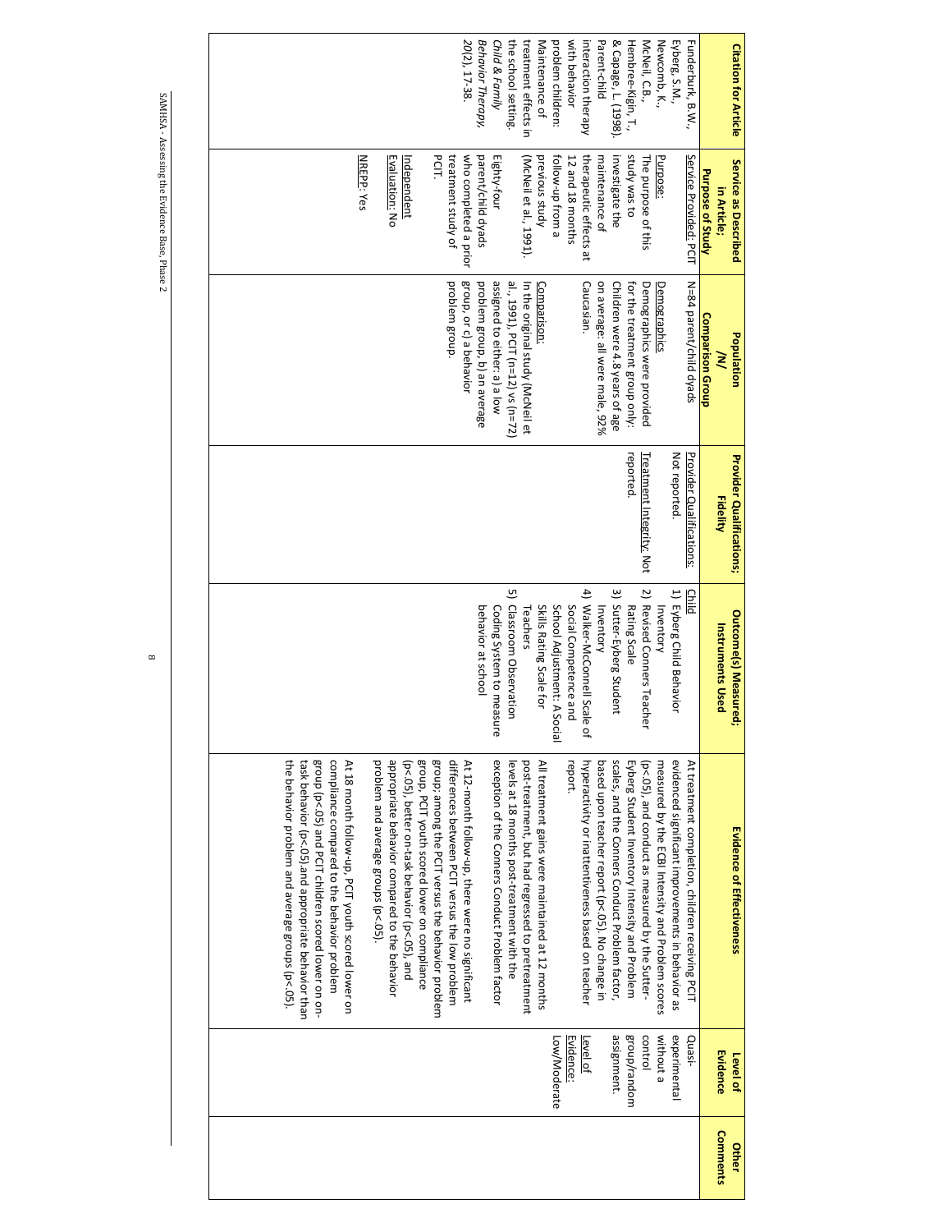| Citation for Article | Service as Described in Article; Purpose of Study | Population /N/ Comparison Group | Provider Qualifications; Fidelity | Outcome(s) Measured; Instruments Used | Evidence of Effectiveness | Level of Evidence | Other Comments |
|---|---|---|---|---|---|---|---|
| Funderburk, B.W., Eyberg, S.M., Newcomb, K., McNeil, C.B., Hembree-Kigin, T., & Capage, L. (1998). Parent-child interaction therapy with behavior problem children: Maintenance of treatment effects in the school setting. *Child & Family Behavior Therapy, 20*(2), 17-38. | Service Provided: PCIT<br><br>Purpose:<br>The purpose of this study was to investigate the maintenance of therapeutic effects at 12 and 18 months follow-up from a previous study (McNeil et al., 1991).<br><br>Eighty-four parent/child dyads who completed a prior treatment study of PCIT.<br><br>Independent Evaluation: No<br><br>NREPP: Yes | N=84 parent/child dyads<br><br>Demographics<br>Demographics were provided for the treatment group only: Children were 4.8 years of age on average: all were male, 92% Caucasian.<br><br>Comparison:<br>In the original study (McNeil et al., 1991), PCIT (n=12) vs (n=72) assigned to either: a) a low problem group, b) an average group, or c) a behavior problem group. | Provider Qualifications: Not reported.<br><br>Treatment Integrity: Not reported. | Child<br>1) Eyberg Child Behavior Inventory<br>2) Revised Conners Teacher Rating Scale<br>3) Sutter-Eyberg Student Inventory<br>4) Walker-McConnell Scale of Social Competence and School Adjustment: A Social Skills Rating Scale for Teachers<br>5) Classroom Observation Coding System to measure behavior at school | At treatment completion, children receiving PCIT evidenced significant improvements in behavior as measured by the ECBI Intensity and Problem scores (p<.05), and conduct as measured by the Sutter-Eyberg Student Inventory Intensity and Problem scales, and the Conners Conduct Problem factor, based upon teacher report (p<.05). No change in hyperactivity or inattentiveness based on teacher report.<br><br>All treatment gains were maintained at 12 months post-treatment, but had regressed to pretreatment levels at 18 months post-treatment with the exception of the Conners Conduct Problem factor<br><br>At 12-month follow-up, there were no significant differences between PCIT versus the low problem group; among the PCIT versus the behavior problem group, PCIT youth scored lower on compliance (p<.05), better on-task behavior (p<.05), and appropriate behavior compared to the behavior problem and average groups (p<.05).<br><br>At 18 month follow-up, PCIT youth scored lower on compliance compared to the behavior problem group (p<.05) and PCIT children scored lower on on-task behavior (p<.05) and appropriate behavior than the behavior problem and average groups (p<.05). | Quasi-experimental without a control group/random assignment.<br><br>Level of Evidence: Low/Moderate | |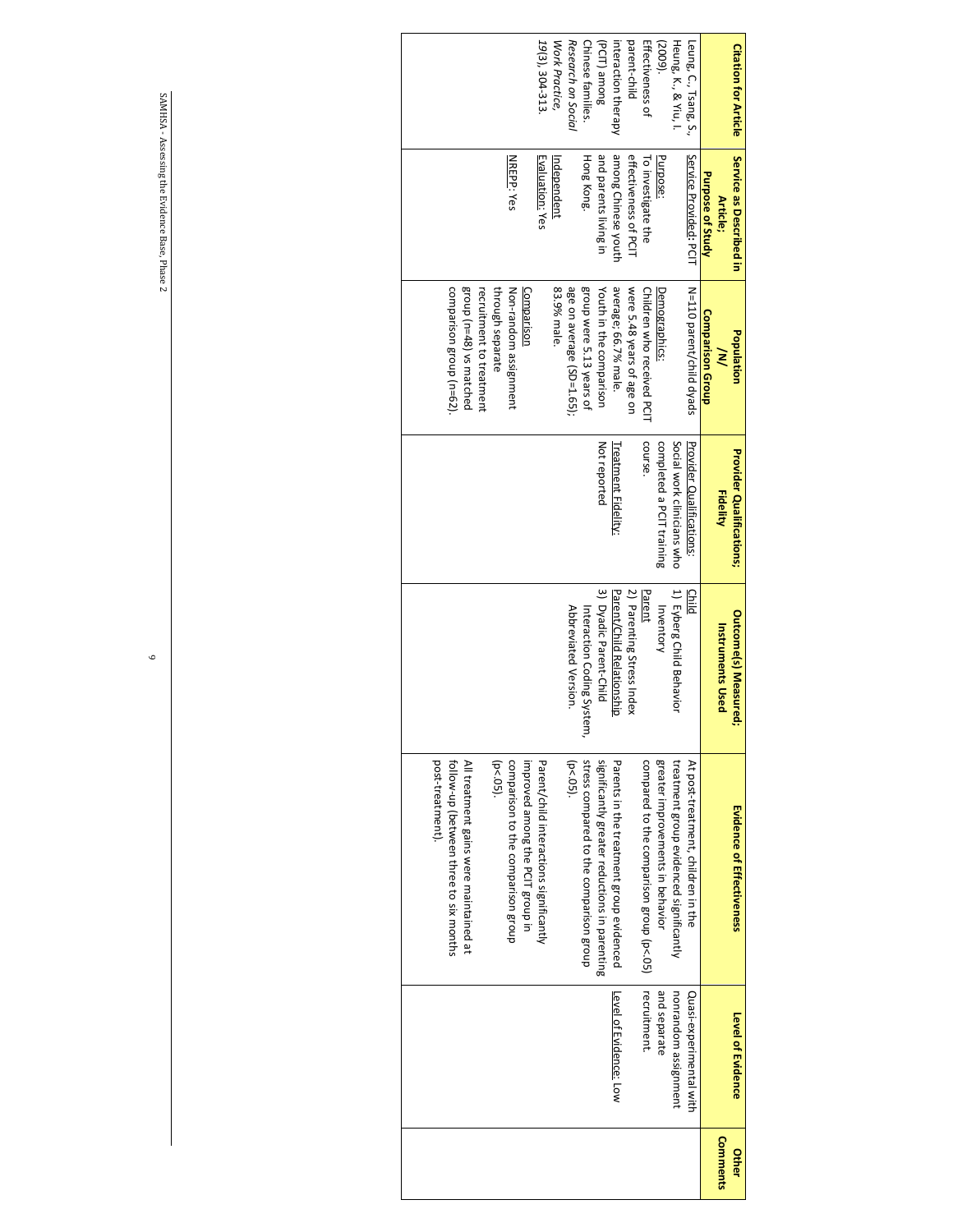| Citation for Article | Service as Described in Article; Purpose of Study | Population /N/ Comparison Group | Provider Qualifications; Fidelity | Outcome(s) Measured; Instruments Used | Evidence of Effectiveness | Level of Evidence | Other Comments |
|---|---|---|---|---|---|---|---|
| Leung, C., Tsang, S., Heung, K., & Yiu, I. (2009). Effectiveness of parent-child interaction therapy (PCIT) among Chinese families. *Research on Social Work Practice, 19*(3), 304-313. | Service Provided: PCIT<br><br>Purpose: To investigate the effectiveness of PCIT among Chinese youth and parents living in Hong Kong.<br><br>Independent Evaluation: Yes<br><br>NREPP: Yes | N=110 parent/child dyads<br><br>Demographics: Children who received PCIT were 5.48 years of age on average; 66.7% male. Youth in the comparison group were 5.13 years of age on average (SD=1.65); 83.9% male.<br><br>Comparison Non-random assignment through separate recruitment to treatment group (n=48) vs matched comparison group (n=62). | Provider Qualifications: Social work clinicians who completed a PCIT training course.<br><br>Treatment Fidelity: Not reported | Child<br>1) Eyberg Child Behavior Inventory<br>Parent<br>2) Parenting Stress Index<br>Parent/Child Relationship<br>3) Dyadic Parent-Child Interaction Coding System, Abbreviated Version. | At post-treatment, children in the treatment group evidenced significantly greater improvements in behavior compared to the comparison group ($p<.05$)<br><br>Parents in the treatment group evidenced significantly greater reductions in parenting stress compared to the comparison group ($p<.05$).<br><br>Parent/child interactions significantly improved among the PCIT group in comparison to the comparison group ($p<.05$).<br><br>All treatment gains were maintained at follow-up (between three to six months post-treatment). | Quasi-experimental with nonrandom assignment and separate recruitment.<br><br>Level of Evidence: Low | |

SAMHSA - Assessing the Evidence Base, Phase 2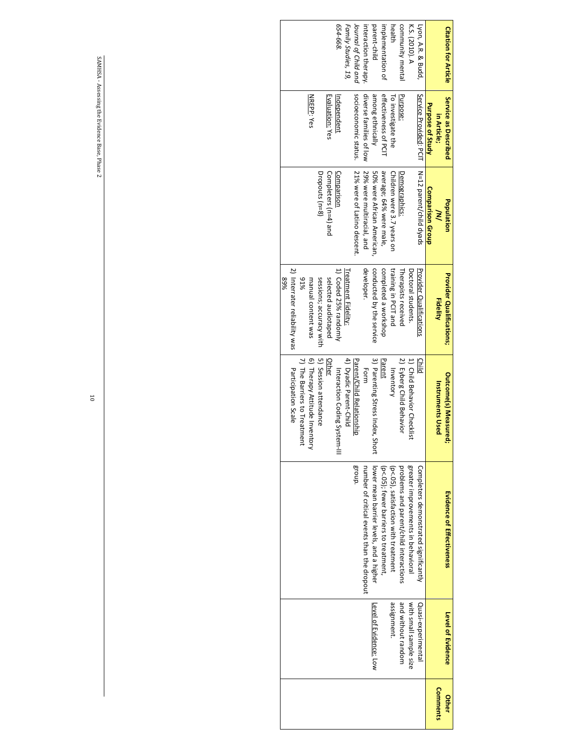| Citation for Article | Service as Described in Article; Purpose of Study | Population /N/ Comparison Group | Provider Qualifications; Fidelity | Outcome(s) Measured; Instruments Used | Evidence of Effectiveness | Level of Evidence | Other Comments |
|---|---|---|---|---|---|---|---|
| Lyon, A.R. & Budd, K.S. (2010). A community mental health implementation of parent-child interaction therapy. *Journal of Child and Family Studies, 19,* 654-668. | Service Provided: PCIT<br><br>Purpose: To investigate the effectiveness of PCIT among ethnically diverse families of low socioeconomic status.<br><br>Independent Evaluation: Yes<br><br>NREPP: Yes | N=12 parent/child dyads<br><br>Demographics: Children were 3.7 years on average; 64% were male, 50% were African American, 29% were multiracial, and 21% were of Latino descent.<br><br>Comparison Completers (n=4) and Dropouts (n=8) | Provider Qualifications Doctoral students. Therapists received training in PCIT and completed a workshop conducted by the service developer.<br><br>Treatment Fidelity:<br>1) Coded 25% randomly selected audiotaped sessions; accuracy with manual content was 91%<br>2) Interrater reliability was 89% | Child<br>1) Child Behavior Checklist<br>2) Eyberg Child Behavior Inventory<br>Parent<br>3) Parenting Stress Index, Short Form<br>Parent/Child Relationship<br>4) Dyadic Parent-Child Interaction Coding System-III<br>Other<br>5) Session attendance<br>6) Therapy Attitude Inventory<br>7) The Barriers to Treatment Participation Scale | Completers demonstrated significantly greater improvements in behavioral problems and parent/child interactions ($p<.05$), satisfaction with treatment ($p<.05$); fewer barriers to treatment, lower mean barrier levels, and a higher number of critical events than the dropout group. | Quasi-experimental with small sample size and without random assignment.<br><br>Level of Evidence: Low | |

SAMHSA - Assessing the Evidence Base, Phase 2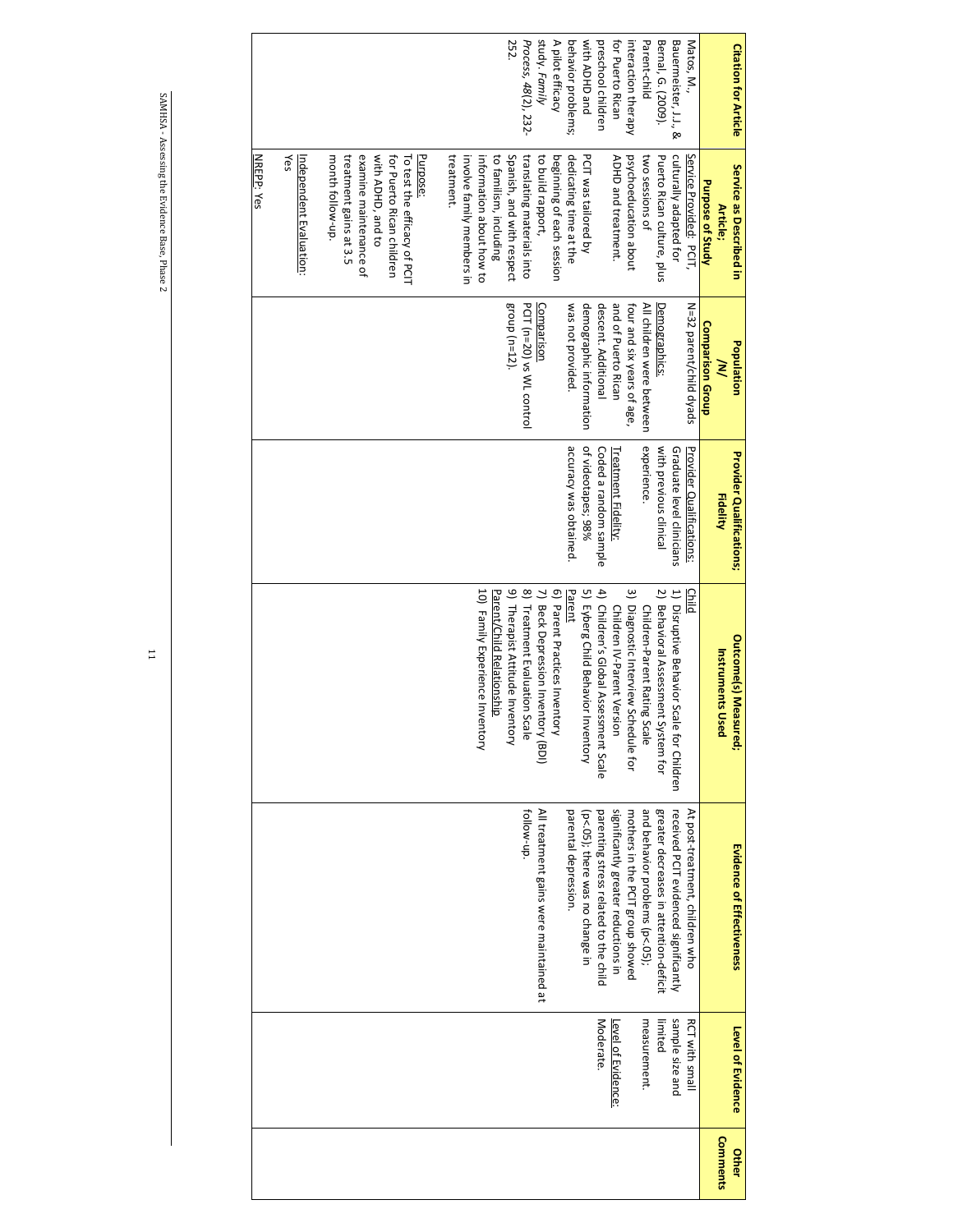| Citation for Article | Service as Described in Article: Purpose of Study | Population /N/ Comparison Group | Provider Qualifications; Fidelity | Outcome(s) Measured; Instruments Used | Evidence of Effectiveness | Level of Evidence | Other Comments |
|---|---|---|---|---|---|---|---|
| Matos, M., Bauermeister, J.J., & Bernal, G. (2009). Parent-child interaction therapy for Puerto Rican preschool children with ADHD and behavior problems: A pilot efficacy study. *Family Process, 48*(2), 232-252. | Service Provided: PCIT, culturally adapted for Puerto Rican culture, plus two sessions of psychoeducation about ADHD and treatment.<br><br>PCIT was tailored by dedicating time at the beginning of each session to build rapport, translating materials into Spanish, and with respect to familism, including information about how to involve family members in treatment.<br><br>Purpose:<br>To test the efficacy of PCIT for Puerto Rican children with ADHD, and to examine maintenance of treatment gains at 3.5 month follow-up.<br><br>Independent Evaluation:<br>Yes<br><br>NREPP: Yes | N=32 parent/child dyads<br><br>Demographics:<br>All children were between four and six years of age, and of Puerto Rican descent. Additional demographic information was not provided.<br><br>Comparison<br>PCIT (n=20) vs WL control group (n=12). | Provider Qualifications:<br>Graduate level clinicians with previous clinical experience.<br><br>Treatment Fidelity:<br>Coded a random sample of videotapes; 98% accuracy was obtained. | Child<br>1) Disruptive Behavior Scale for Children<br>2) Behavioral Assessment System for Children-Parent Rating Scale<br>3) Diagnostic Interview Schedule for Children IV-Parent Version<br>4) Children's Global Assessment Scale<br>5) Eyberg Child Behavior Inventory<br>Parent<br>6) Parent Practices Inventory<br>7) Beck Depression Inventory (BDI)<br>8) Treatment Evaluation Scale<br>9) Therapist Attitude Inventory<br>Parent/Child Relationship<br>10) Family Experience Inventory | At post-treatment, children who received PCIT evidenced significantly greater decreases in attention-deficit and behavior problems ($p<.05$); mothers in the PCIT group showed significantly greater reductions in parenting stress related to the child ($p<.05$); there was no change in parental depression.<br><br>All treatment gains were maintained at follow-up. | RCT with small sample size and limited measurement.<br><br>Level of Evidence:<br>Moderate. | |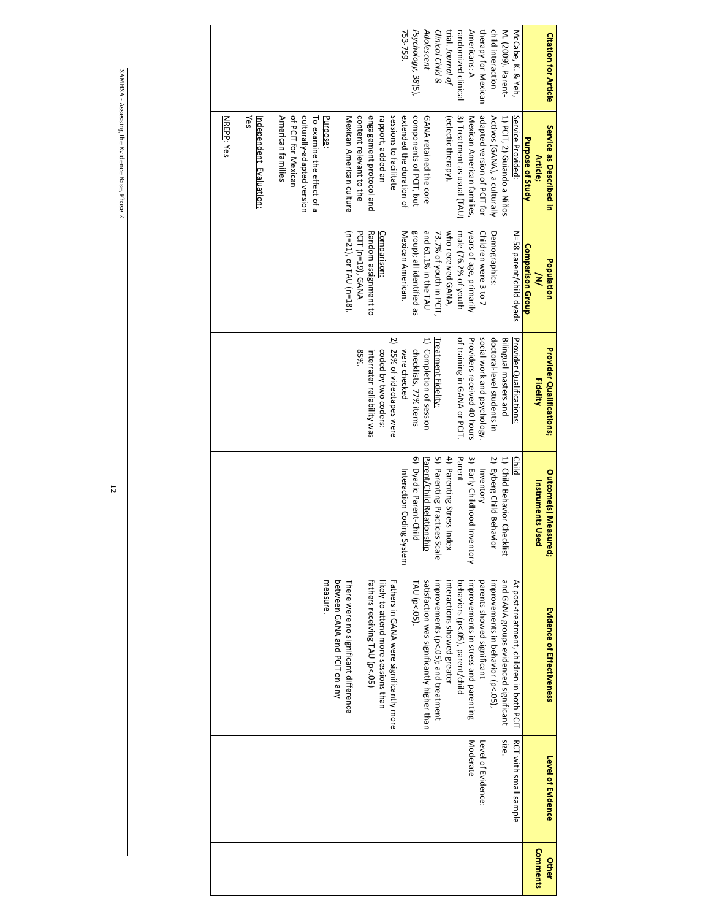| Citation for Article | Service as Described in Article; Purpose of Study | Population /N/ Comparison Group | Provider Qualifications; Fidelity | Outcome(s) Measured; Instruments Used | Evidence of Effectiveness | Level of Evidence | Other Comments |
|---|---|---|---|---|---|---|---|
| McCabe, K. & Yeh, M. (2009). Parent-child interaction therapy for Mexican Americans: A randomized clinical trial. *Journal of Clinical Child & Adolescent Psychology, 38*(5), 753-759. | Service Provided:<br>1) PCIT, 2) Guiando a Niños Activos (GANA), a culturally adapted version of PCIT for Mexican American families, 3) Treatment as usual (TAU) (eclectic therapy).<br><br>GANA retained the core components of PCIT, but extended the duration of sessions to facilitate rapport, added an engagement protocol and content relevant to the Mexican American culture<br><br>Purpose:<br>To examine the effect of a culturally-adapted version of PCIT for Mexican American families<br><br>Independent Evaluation:<br>Yes<br><br>NREPP: Yes | N=58 parent/child dyads<br><br>Demographics:<br>Children were 3 to 7 years of age, primarily male (76.2% of youth who received GANA, 73.7% of youth in PCIT, and 61.1% in the TAU group); all identified as Mexican American.<br><br>Comparison:<br>Random assignment to PCIT (n=19), GANA (n=21), or TAU (n=18). | Provider Qualifications:<br>Bilingual masters and doctoral-level students in social work and psychology. Providers received 40 hours of training in GANA or PCIT.<br><br>Treatment Fidelity:<br>1) Completion of session checklists, 77% items were checked<br>2) 25% of videotapes were coded by two coders: interrater reliability was 85%. | Child<br>1) Child Behavior Checklist<br>2) Eyberg Child Behavior Inventory<br>3) Early Childhood Inventory<br>Parent<br>4) Parenting Stress Index<br>5) Parenting Practices Scale<br>Parent/Child Relationship<br>6) Dyadic Parent-Child Interaction Coding System | At post-treatment, children in both PCIT and GANA groups evidenced significant improvements in behavior (p<.05), parents showed significant improvements in stress and parenting behaviors (p<.05), parent/child interactions showed greater improvements (p<.05); and treatment satisfaction was significantly higher than TAU (p<.05).<br><br>Fathers in GANA were significantly more likely to attend more sessions than fathers receiving TAU (p<.05)<br><br>There were no significant difference between GANA and PCIT on any measure. | RCT with small sample size.<br><br>Level of Evidence:<br>Moderate | |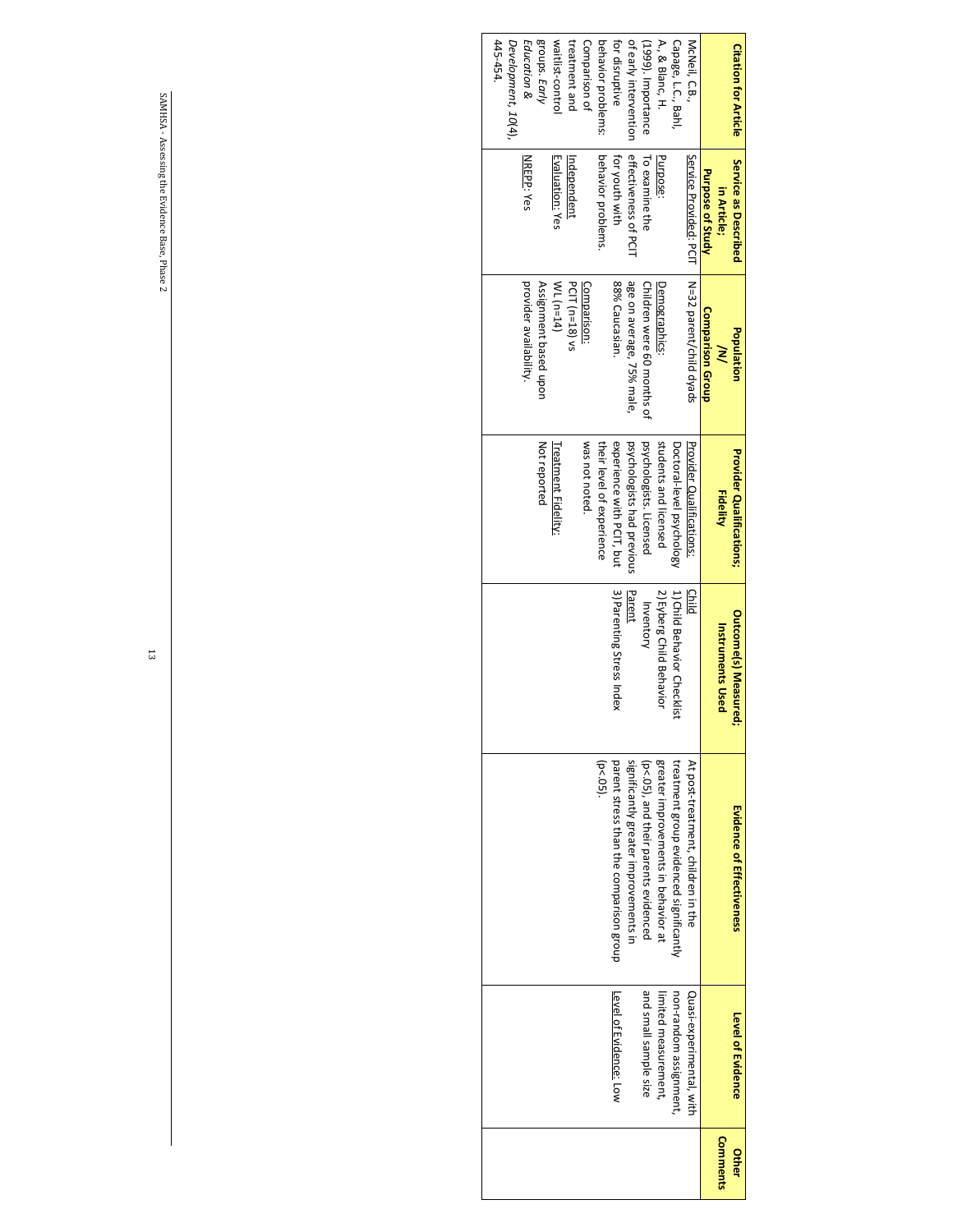| Citation for Article | Service as Described in Article; Purpose of Study | Population /N/ Comparison Group | Provider Qualifications; Fidelity | Outcome(s) Measured; Instruments Used | Evidence of Effectiveness | Level of Evidence | Other Comments |
|---|---|---|---|---|---|---|---|
| McNeil, C.B., Capage, L.C., Bahl, A., & Blanc, H. (1999). Importance of early intervention for disruptive behavior problems: Comparison of treatment and waitlist-control groups. *Early Education & Development, 10*(4), 445-454. | Service Provided: PCIT<br><br>Purpose: To examine the effectiveness of PCIT for youth with behavior problems.<br><br>Independent Evaluation: Yes<br><br>NREPP: Yes | N=32 parent/child dyads<br><br>Demographics: Children were 60 months of age on average, 75% male, 88% Caucasian.<br><br>Comparison: PCIT (n=18) vs WL (n=14)<br>Assignment based upon provider availability. | Provider Qualifications: Doctoral-level psychology students and licensed psychologists. Licensed psychologists had previous experience with PCIT, but their level of experience was not noted.<br><br>Treatment Fidelity: Not reported | Child<br>1) Child Behavior Checklist<br>2) Eyberg Child Behavior Inventory<br>Parent<br>3) Parenting Stress Index | At post-treatment, children in the treatment group evidenced significantly greater improvements in behavior at (p<.05), and their parents evidenced significantly greater improvements in parent stress than the comparison group (p<.05). | Quasi-experimental, with non-random assignment, limited measurement, and small sample size<br><br>Level of Evidence: Low | |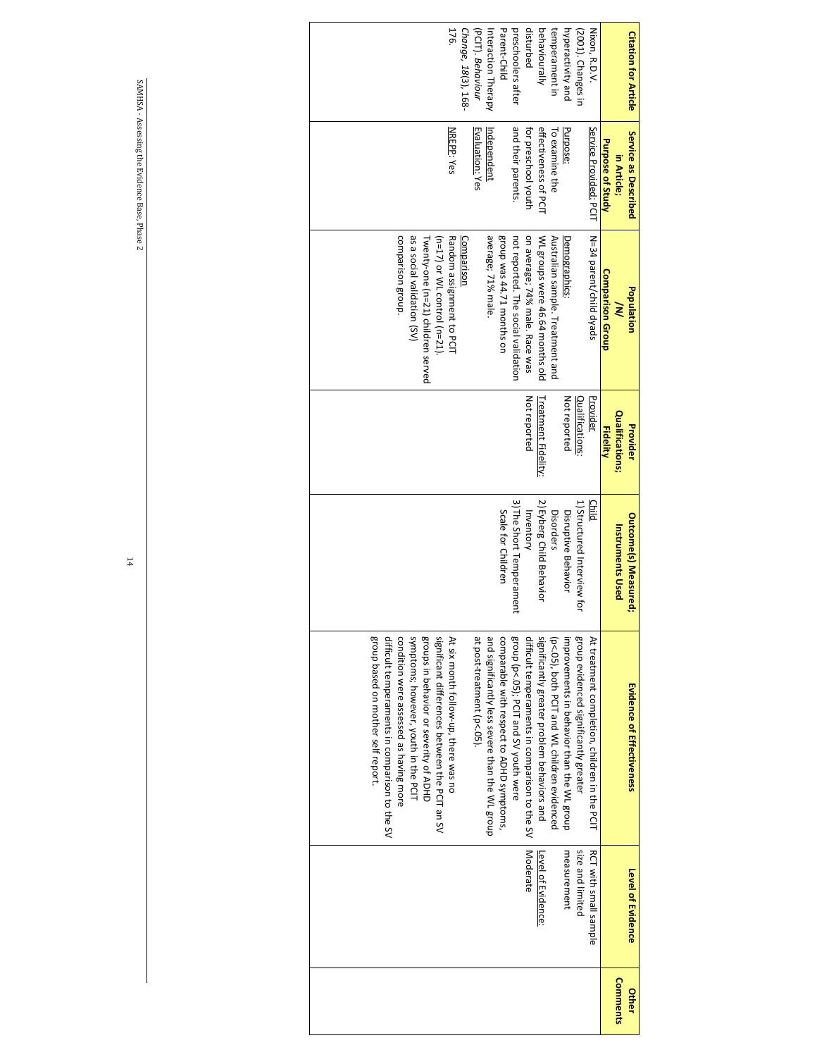| Citation for Article | Service as Described in Article; Purpose of Study | Population /N/ Comparison Group | Provider Qualifications; Fidelity | Outcome(s) Measured; Instruments Used | Evidence of Effectiveness | Level of Evidence | Other Comments |
|---|---|---|---|---|---|---|---|
| Nixon, R.D.V. (2001). Changes in hyperactivity and temperament in behaviourally disturbed preschoolers after Parent-Child Interaction Therapy (PCIT). *Behaviour Change, 18*(3), 168-176. | Service Provided: PCIT<br><br>Purpose: To examine the effectiveness of PCIT for preschool youth and their parents.<br><br>Independent Evaluation: Yes<br><br>NREPP: Yes | N=34 parent/child dyads<br><br>Demographics: Australian sample. Treatment and WL groups were 46.64 months old on average; 74% male. Race was not reported. The social validation group was 44.71 months on average; 71% male.<br><br>Comparison: Random assignment to PCIT (n=17) or WL control (n=21). Twenty-one (n=21) children served as a social validation (SV) comparison group. | Provider Qualifications: Not reported<br><br>Treatment Fidelity: Not reported | Child<br>1) Structured Interview for Disruptive Behavior Disorders<br>2) Eyberg Child Behavior Inventory<br>3) The Short Temperament Scale for Children | At treatment completion, children in the PCIT group evidenced significantly greater improvements in behavior than the WL group ($p<.05$), both PCIT and WL children evidenced significantly greater problem behaviors and difficult temperaments in comparison to the SV group ($p<.05$); PCIT and SV youth were comparable with respect to ADHD symptoms, and significantly less severe than the WL group at post-treatment ($p<.05$).<br><br>At six month follow-up, there was no significant differences between the PCIT an SV groups in behavior or severity of ADHD symptoms; however, youth in the PCIT condition were assessed as having more difficult temperaments in comparison to the SV group based on mother self report. | RCT with small sample size and limited measurement<br><br>Level of Evidence: Moderate | |

SAMHSA - Assessing the Evidence Base, Phase 2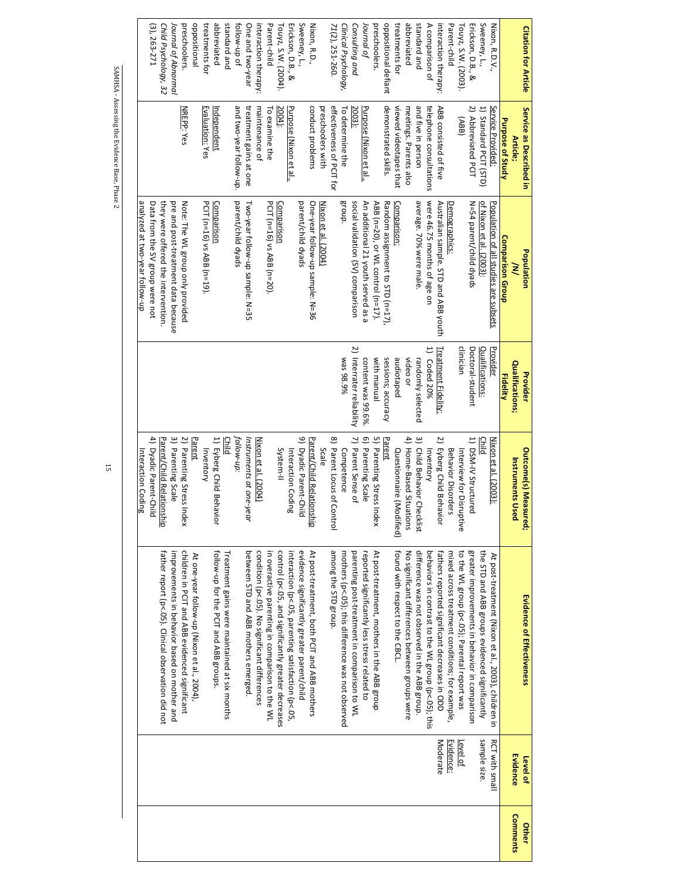| Citation for Article | Service as Described in Article; Purpose of Study | Population /N/ Comparison Group | Provider Qualifications; Fidelity | Outcome(s) Measured; Instruments Used | Evidence of Effectiveness | Level of Evidence | Other Comments |
|---|---|---|---|---|---|---|---|
| Nixon, R.D.V., Sweeney, L., Erickson, D.B., & Touyz, S.W. (2003). Parent-child interaction therapy: A comparison of standard and abbreviated treatments for oppositional defiant preschoolers. *Journal of Consulting and Clinical Psychology, 71*(2), 251-260.<br><br>Nixon, R.D., Sweeney, L., Erickson, D.B., & Touyz, S.W. (2004). Parent-child interaction therapy: One and two-year follow-up of standard and abbreviated treatments for oppositional preschoolers. *Journal of Abnormal Child Psychology, 32* (3), 263-271 | Service Provided:<br>1) Standard PCIT (STD)<br>2) Abbreviated PCIT (ABB)<br><br>ABB consisted of five telephone consultations and five in person meetings. Parents also viewed videotapes that demonstrated skills.<br><br>Purpose (Nixon et al., 2003):<br>To determine the effectiveness of PCIT for preschoolers with conduct problems<br><br>Purpose (Nixon et al., 2004):<br>To examine the maintenance of treatment gains at one and two-year follow-up.<br><br>Independent Evaluation: Yes<br><br>NREPP: Yes | Population of all studies are subsets of Nixon et al. (2003):<br>N=54 parent/child dyads<br><br>Demographics:<br>Australian sample. STD and ABB youth were 46.75 months of age on average. 70% were male.<br><br>Comparison:<br>Random assignment to STD (n=17), ABB (n=20), or WL control (n=17). An additional 21 youth served as a social validation (SV) comparison group.<br><br>Nixon et al. (2004)<br>One-year follow-up sample: N=36 parent/child dyads<br><br>Comparison<br>PCIT (n=16) vs ABB (n=20).<br><br>Two-year follow-up sample: N=35 parent/child dyads<br><br>Comparison<br>PCIT (n=16) vs ABB (n=19).<br><br>Note: The WL group only provided pre and post-treatment data because they were offered the intervention. Data from the SV group were not analyzed at two-year follow-up | Provider Qualifications:<br>Doctoral-student clinician<br><br>Treatment Fidelity:<br>1) Coded 20% randomly selected video or audiotaped sessions; accuracy with manual content was 99.6%.<br>2) Interrater reliability was 98.9% | Nixon et al. (2003):<br>Child<br>1) DSM-IV Structured Interview for Disruptive Behavior Disorders<br>2) Eyberg Child Behavior Inventory<br>3) Child Behavior Checklist<br>4) Home-Based Situations Questionnaire (Modified)<br>Parent<br>5) Parenting Stress Index<br>6) Parenting Scale<br>7) Parent Sense of Competence<br>8) Parent Locus of Control Scale<br>Parent/Child Relationship<br>9) Dyadic Parent-Child Interaction Coding System-II<br><br>Nixon et al. (2004)<br>*Instruments at one-year follow-up:*<br>Child<br>1) Eyberg Child Behavior Inventory<br>Parent<br>2) Parenting Stress Index<br>3) Parenting Scale<br>Parent/Child Relationship<br>4) Dyadic Parent-Child Interaction Coding | At post-treatment (Nixon et al., 2003), children in the STD and ABB groups evidenced significantly greater improvements in behavior in comparison to the WL group (p<.05); Parental report was mixed across treatment conditions; for example, fathers reported significant decreases in ODD behaviors in contrast to the WL group (p<.05); this difference was not observed in the ABB group. No significant differences between groups were found with respect to the CBCL.<br><br>At post-treatment, mothers in the ABB group reported significantly less stress related to parenting post-treatment in comparison to WL mothers (p<.05); this difference was not observed among the STD group.<br><br>At post-treatment, both PCIT and ABB mothers evidence significantly greater parent/child interaction (p<.05, parenting satisfaction (p<.05, control (p<.05, and significantly greater decreases in overactive parenting in comparison to the WL condition (p<.05). No significant differences between STD and ABB mothers emerged.<br><br>Treatment gains were maintained at six months follow-up for the PCIT and ABB groups.<br><br>At one-year follow-up (Nixon et al., 2004), children in PCIT and ABB evidenced significant improvements in behavior based on mother and father report (p<.05). Clinical observation did not | RCT with small sample size.<br><br>Level of Evidence: Moderate | |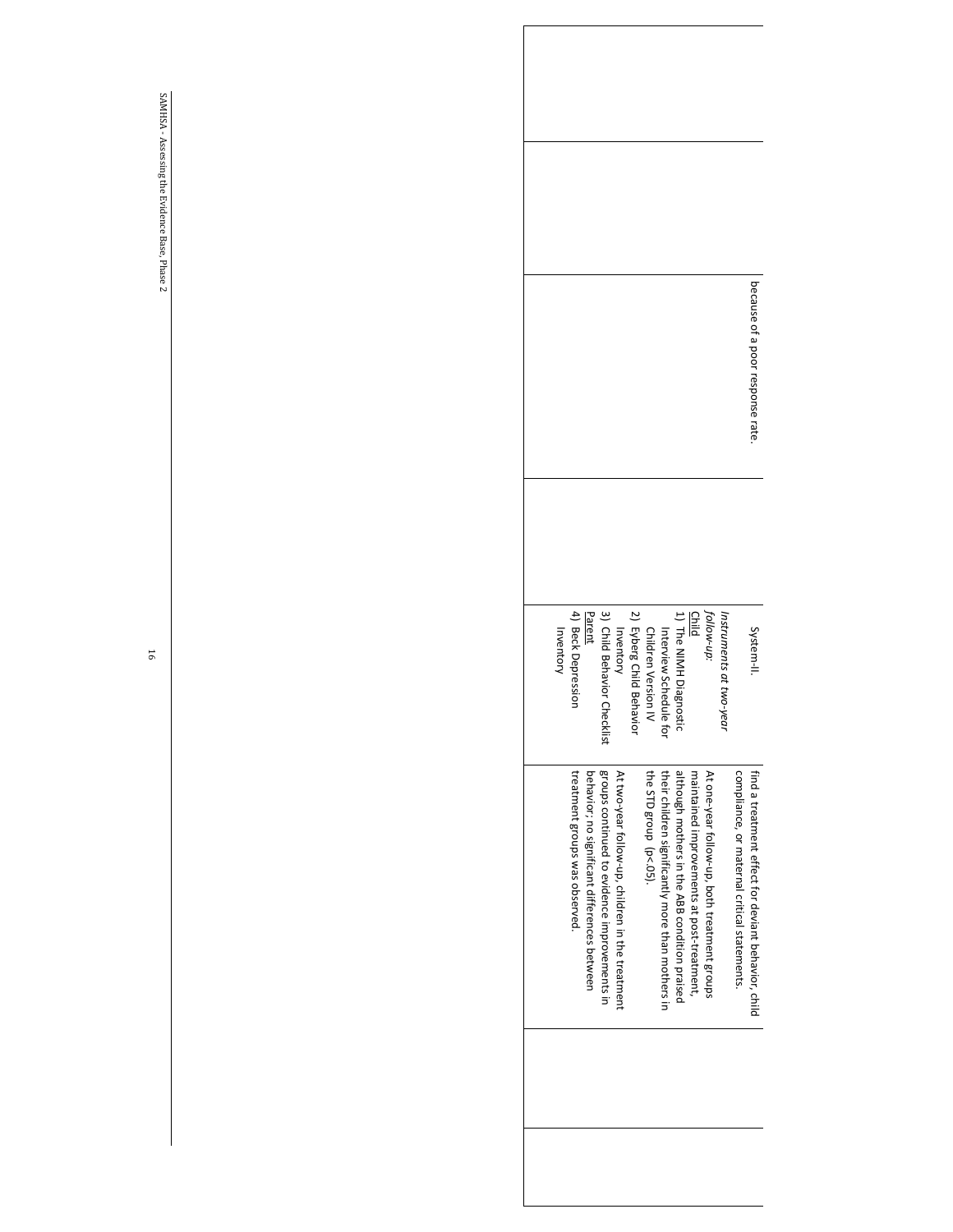|  |  |  |  |  |  |  |
| --- | --- | --- | --- | --- | --- | --- |
|  |  | because of a poor response rate. |  | System-II.<br><br>*Instruments at two-year follow-up:*<br>Child<br>1) The NIMH Diagnostic Interview Schedule for Children Version IV<br>2) Eyberg Child Behavior Inventory<br>3) Child Behavior Checklist<br>Parent<br>4) Beck Depression Inventory | find a treatment effect for deviant behavior, child compliance, or maternal critical statements.<br><br>At one-year follow-up, both treatment groups maintained improvements at post-treatment, although mothers in the ABB condition praised their children significantly more than mothers in the STD group ($p<.05$).<br><br>At two-year follow-up, children in the treatment groups continued to evidence improvements in behavior; no significant differences between treatment groups was observed. |  |  |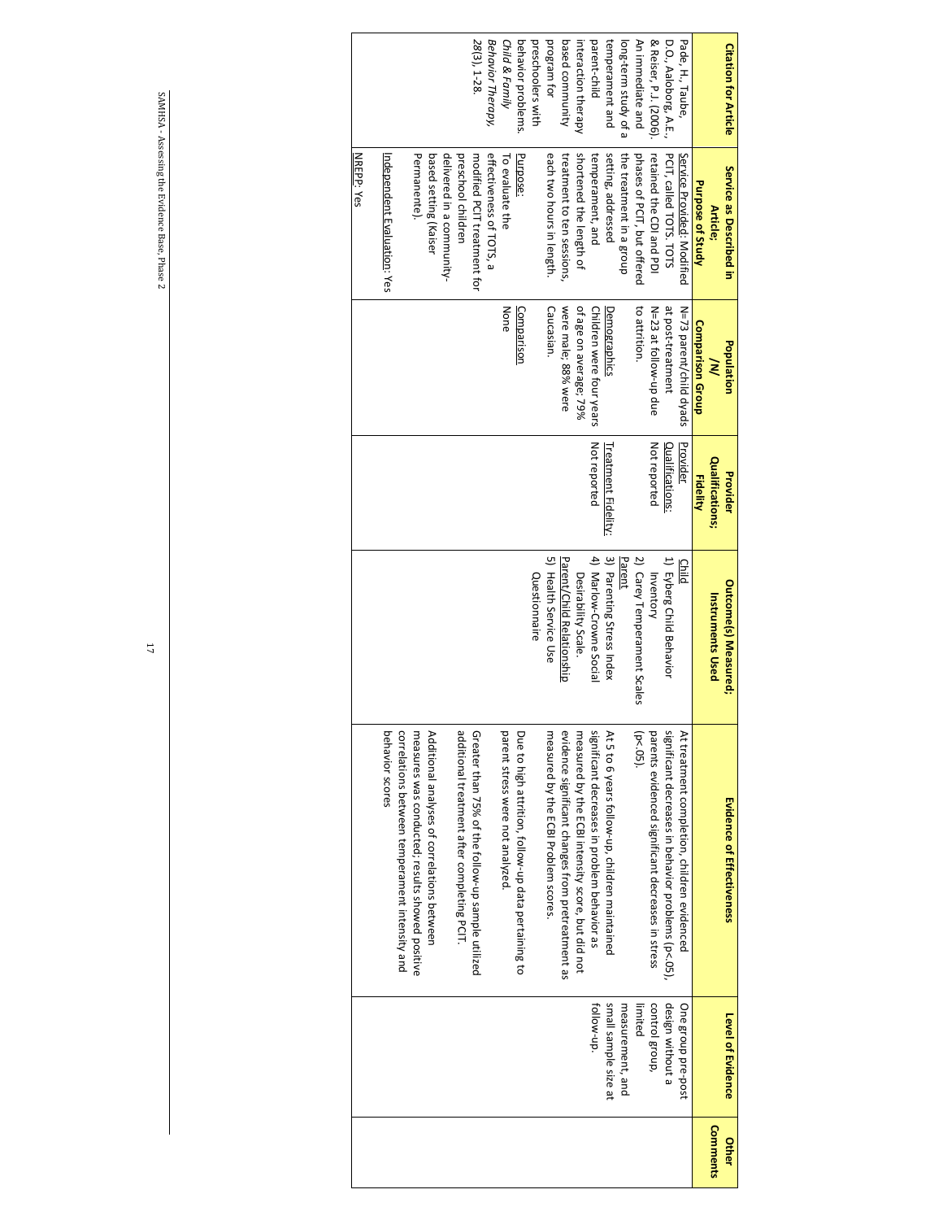| Citation for Article | Service as Described in Article; Purpose of Study | Population /N/ Comparison Group | Provider Qualifications; Fidelity | Outcome(s) Measured; Instruments Used | Evidence of Effectiveness | Level of Evidence | Other Comments |
|---|---|---|---|---|---|---|---|
| Pade, H., Taube, D.O., Aalborg, A.E., & Reiser, P.J. (2006). An immediate and long-term study of a temperament and parent-child interaction therapy based community program for preschoolers with behavior problems. *Child & Family Behavior Therapy, 28*(3), 1-28. | Service Provided: Modified PCIT, called TOTS. TOTS retained the CDI and PDI phases of PCIT, but offered the treatment in a group setting, addressed temperament, and shortened the length of treatment to ten sessions, each two hours in length.<br><br>Purpose: To evaluate the effectiveness of TOTS, a modified PCIT treatment for preschool children delivered in a community-based setting (Kaiser Permanente).<br><br>Independent Evaluation: Yes<br><br>NREPP: Yes | N=73 parent/child dyads at post-treatment<br>N=23 at follow-up due to attrition.<br><br>Demographics<br>Children were four years of age on average; 79% were male; 88% were Caucasian.<br><br>Comparison<br>None | Provider Qualifications:<br>Not reported<br><br>Treatment Fidelity:<br>Not reported | Child<br>1) Eyberg Child Behavior Inventory<br>2) Carey Temperament Scales<br>Parent<br>3) Parenting Stress Index<br>4) Marlow-Crowne Social Desirability Scale.<br>Parent/Child Relationship<br>5) Health Service Use Questionnaire | At treatment completion, children evidenced significant decreases in behavior problems (p<.05), parents evidenced significant decreases in stress (p< .05).<br><br>At 5 to 6 years follow-up, children maintained significant decreases in problem behavior as measured by the ECBI intensity score, but did not evidence significant changes from pretreatment as measured by the ECBI Problem scores.<br><br>Due to high attrition, follow-up data pertaining to parent stress were not analyzed.<br><br>Greater than 75% of the follow-up sample utilized additional treatment after completing PCIT.<br><br>Additional analyses of correlations between measures was conducted; results showed positive correlations between temperament intensity and behavior scores | One group pre-post design without a control group, limited measurement, and small sample size at follow-up. | |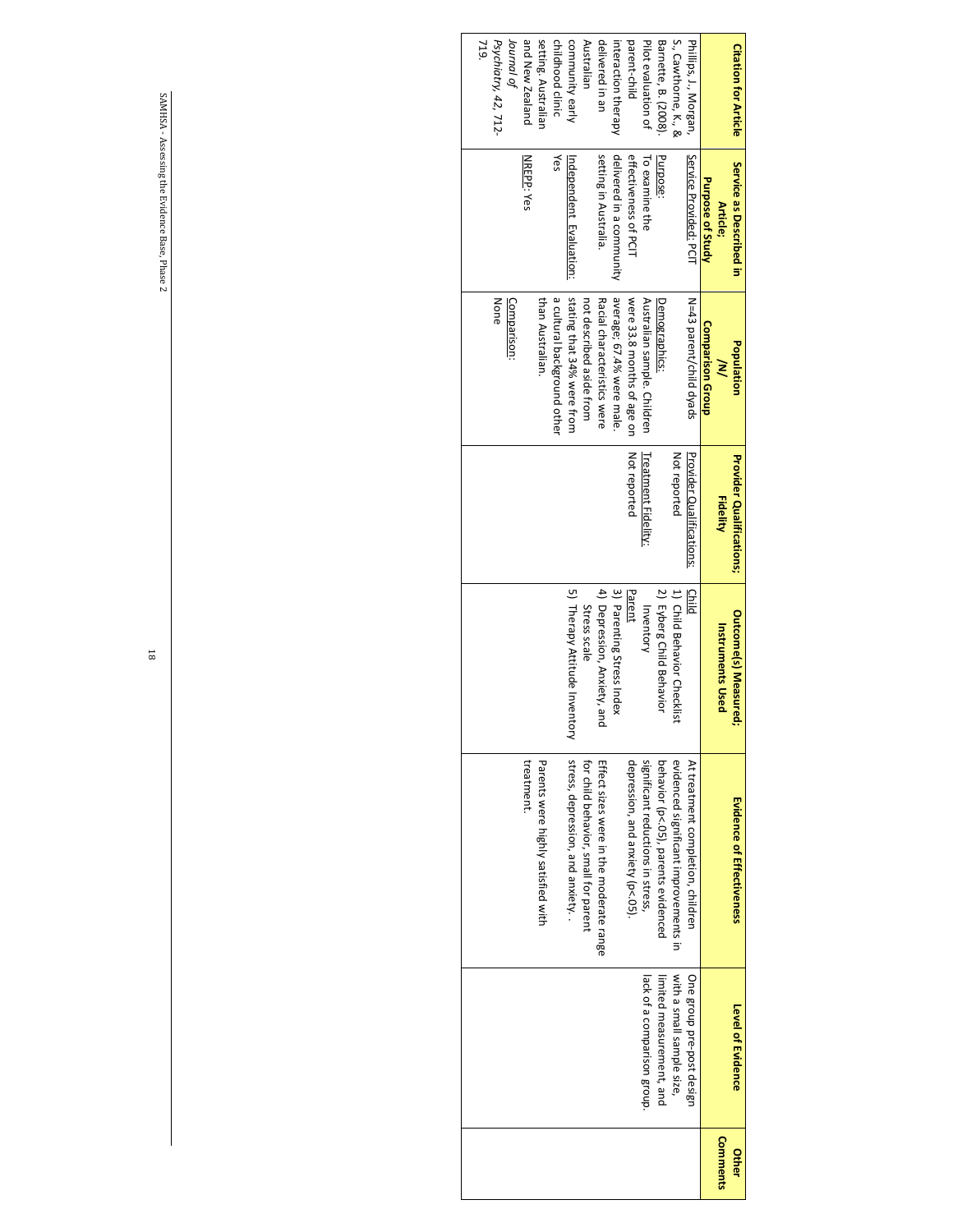| Citation for Article | Service as Described in Article; Purpose of Study | Population /N/ Comparison Group | Provider Qualifications; Fidelity | Outcome(s) Measured; Instruments Used | Evidence of Effectiveness | Level of Evidence | Other Comments |
|---|---|---|---|---|---|---|---|
| Phillips, J., Morgan, S., Cawthorne, K., & Barnette, B. (2008). Pilot evaluation of parent-child interaction therapy delivered in an Australian community early childhood clinic setting. Australian and New Zealand *Journal of Psychiatry, 42*, 712-719. | Service Provided: PCIT<br><br>Purpose: To examine the effectiveness of PCIT delivered in a community setting in Australia.<br><br>Independent Evaluation: Yes<br><br>NREPP: Yes | N=43 parent/child dyads<br><br>Demographics: Australian sample. Children were 33.8 months of age on average; 67.4% were male. Racial characteristics were not described aside from stating that 34% were from a cultural background other than Australian.<br><br>Comparison: None | Provider Qualifications: Not reported<br><br>Treatment Fidelity: Not reported | Child<br>1) Child Behavior Checklist<br>2) Eyberg Child Behavior Inventory<br>Parent<br>3) Parenting Stress Index<br>4) Depression, Anxiety, and Stress scale<br>5) Therapy Attitude Inventory | At treatment completion, children evidenced significant improvements in behavior ($p<.05$), parents evidenced significant reductions in stress, depression, and anxiety ($p<.05$).<br><br>Effect sizes were in the moderate range for child behavior, small for parent stress, depression, and anxiety. .<br><br>Parents were highly satisfied with treatment. | One group pre-post design with a small sample size, limited measurement, and lack of a comparison group. | |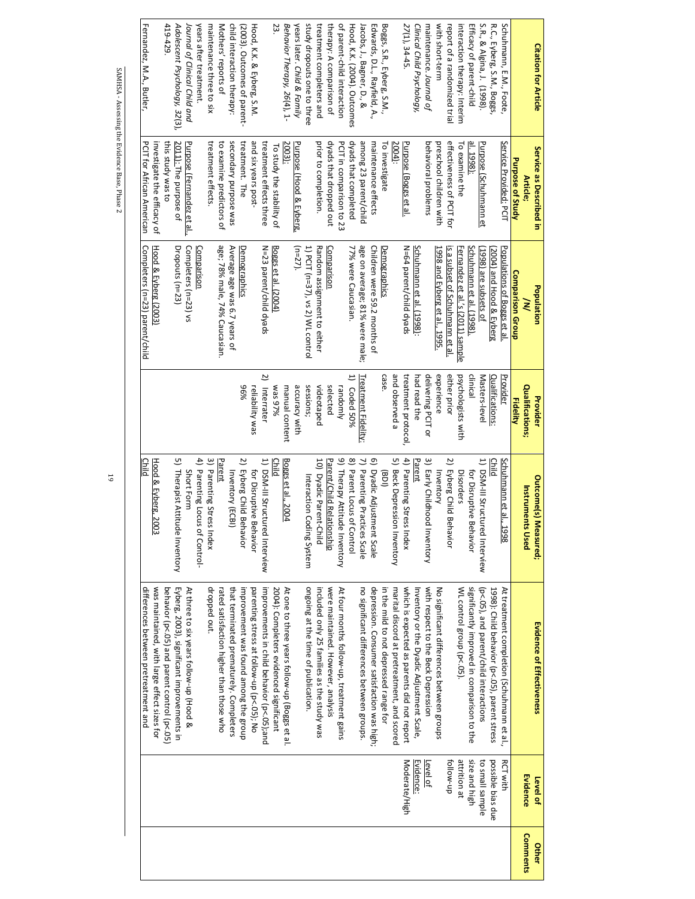| Citation for Article | Service as Described in Article; Purpose of Study | Population /N/ Comparison Group | Provider Qualifications; Fidelity | Outcome(s) Measured; Instruments Used | Evidence of Effectiveness | Level of Evidence | Other Comments |
|---|---|---|---|---|---|---|---|
| Schuhmann, E.M., Foote, R.C., Eyberg, S.M., Boggs, S.R., & Algina, J. (1998). Efficacy of parent-child interaction therapy: Interim report of a randomized trial with short-term maintenance. *Journal of Clinical Child Psychology, 27*(1), 34-45.<br><br>Boggs, S.R., Eyberg, S.M., Edwards, D.L., Rayfield, A., Jacobs, J., Bagner, D., & Hood, K.K. (2004). Outcomes of parent-child interaction therapy: A comparison of treatment completers and study dropouts one to three years later. *Child & Family Behavior Therapy, 26*(4), 1-23.<br><br>Hood, K.K. & Eyberg, S.M. (2003). Outcomes of parent-child interaction therapy: Mothers' reports of maintenance three to six years after treatment. *Journal of Clinical Child and Adolescent Psychology, 32*(3), 419-429.<br><br>Fernandez, M.A., Butler, | Service Provided: PCIT<br><br>Purpose (Schuhmann et al. 1998): To examine the effectiveness of PCIT for preschool children with behavioral problems<br><br>Purpose (Boggs et al. 2004): To investigate maintenance effects among 23 parent/child dyads that completed PCIT in comparison to 23 dyads that dropped out prior to completion.<br><br>Purpose (Hood & Eyberg, 2003): To study the stability of treatment effects three and six years post-treatment. The secondary purpose was to examine predictors of treatment effects.<br><br>Purpose (Fernandez et al., 2011): The purpose of this study was to investigate the efficacy of PCIT for African American | Populations of Boggs et al. (2004) and Hood & Eyberg (1998) are subsets of Schuhmann et al. (1998). Fernandez et al.'s (2011) sample is a subset of Schuhmann et al. 1998 and Eyberg et al., 1995.<br><br>Schuhmann et al. (1998): N=64 parent/child dyads<br><br>Demographics: Children were 59.2 months of age on average; 81% were male; 77% were Caucasian.<br><br>Comparison: Random assignment to either 1) PCIT (n=37), vs 2) WL control (n=27).<br><br>Boggs et al. (2004): N=23 parent/child dyads<br><br>Demographics: Average age was 6.7 years of age; 78% male, 74% Caucasian.<br><br>Comparison: Completers (n=23) vs Dropouts (n=23)<br><br>Hood & Eyberg (2003): Completers (n=23) parent/child | Provider Qualifications: Masters-level clinical psychologists with either prior experience delivering PCIT or had read the treatment protocol, and observed a case.<br><br>Treatment Fidelity:<br>1) Coded 50% randomly selected videotaped sessions; accuracy with manual content was 97%<br>2) Interrater reliability was 96% | Schuhmann et al., 1998<br>Child<br>1) DSM-III Structured Interview for Disruptive Behavior Disorders<br>2) Eyberg Child Behavior Inventory<br>3) Early Childhood Inventory<br>Parent<br>4) Parenting Stress Index<br>5) Beck Depression Inventory (BDI)<br>6) Dyadic Adjustment Scale<br>7) Parenting Practices Scale<br>8) Parent Locus of Control<br>9) Therapy Attitude Inventory<br>Parent/Child Relationship<br>10) Dyadic Parent-Child Interaction Coding System<br><br>Boggs et al., 2004<br>Child<br>1) DSM-III Structured Interview for Disruptive Behavior<br>2) Eyberg Child Behavior Inventory (ECBI)<br>Parent<br>3) Parenting Stress Index<br>4) Parenting Locus of Control-Short Form<br>5) Therapist Attitude Inventory<br><br>Hood & Eyberg, 2003<br>Child | At treatment completion (Schuhmann et al., 1998): Child behavior (p<.05), parent stress (p<.05), and parent/child interactions significantly improved in comparison to the WL control group (p<.05).<br><br>No significant differences between groups with respect to the Beck Depression Inventory or the Dyadic Adjustment Scale, which is expected as parents did not report marital discord at pretreatment, and scored in the mild to not depressed range for depression. Consumer satisfaction was high; no significant differences between groups.<br><br>At four months follow-up, treatment gains were maintained. However, analysis included only 25 families as the study was ongoing at the time of publication.<br><br>At one to three years follow-up (Boggs et al. 2004): Completers evidenced significant improvements in child behavior (p<.05)and parenting stress at follow-up (p<.05); No improvement was found among the group that terminated prematurely. Completers rated satisfaction higher than those who dropped out.<br><br>At three to six years follow-up (Hood & Eyberg, 2003), significant improvements in behavior (p<.05) and parent control (p<.05) was maintained, with large effect sizes for differences between pretreatment and | RCT with possible bias due to small sample size and high attrition at follow-up<br><br>Level of Evidence: Moderate/High | |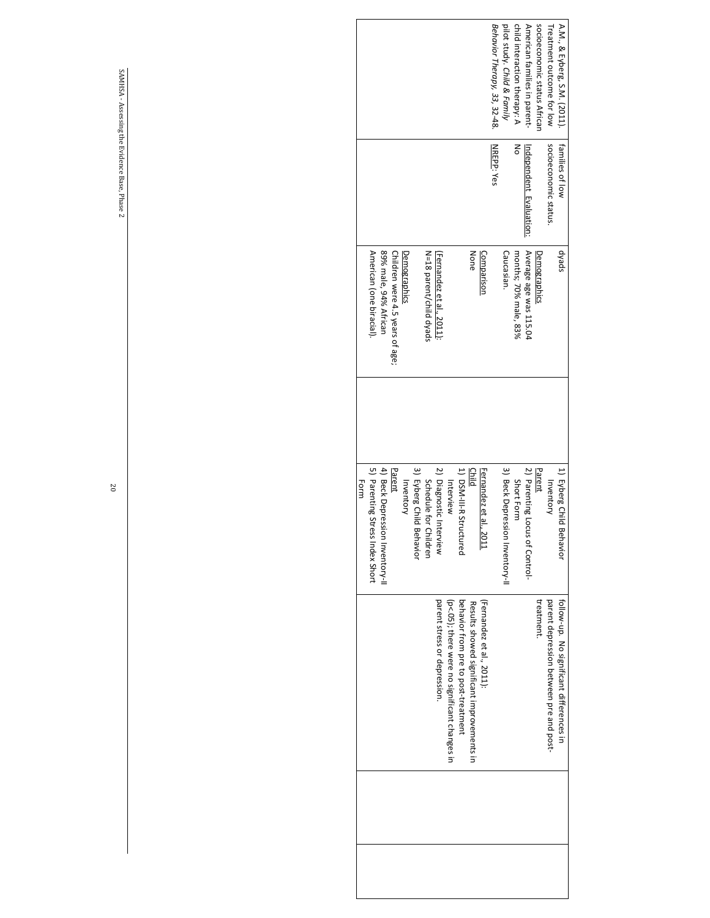| | | | | | | |
|---|---|---|---|---|---|---|
| A.M., & Eyberg, S.M. (2011). Treatment outcome for low socioeconomic status African American families in parent-child interaction therapy: A pilot study. *Child & Family Behavior Therapy, 33*, 32-48. | families of low socioeconomic status. <br><br> Independent Evaluation: No <br><br> NREPP: Yes | dyads <br><br> Demographics <br> Average age was 115.04 months; 70% male, 83% Caucasian. <br><br> Comparison <br> None <br><br> (Fernandez et al., 2011): <br> N=18 parent/child dyads <br><br> Demographics <br> Children were 4.5 years of age; 89% male, 94% African American (one biracial). | | 1) Eyberg Child Behavior Inventory <br> Parent <br> 2) Parenting Locus of Control-Short Form <br> 3) Beck Depression Inventory-II <br><br> Fernandez et al., 2011 <br> Child <br> 1) DSM-III-R Structured Interview <br> 2) Diagnostic Interview Schedule for Children <br> 3) Eyberg Child Behavior Inventory <br> Parent <br> 4) Beck Depression Inventory-II <br> 5) Parenting Stress Index Short Form | follow-up. No significant differences in parent depression between pre and post-treatment. <br><br> (Fernandez et al., 2011): <br> Results showed significant improvements in behavior from pre to post-treatment ($p<.05$); there were no significant changes in parent stress or depression. | | |

SAMHSA - Assessing the Evidence Base, Phase 2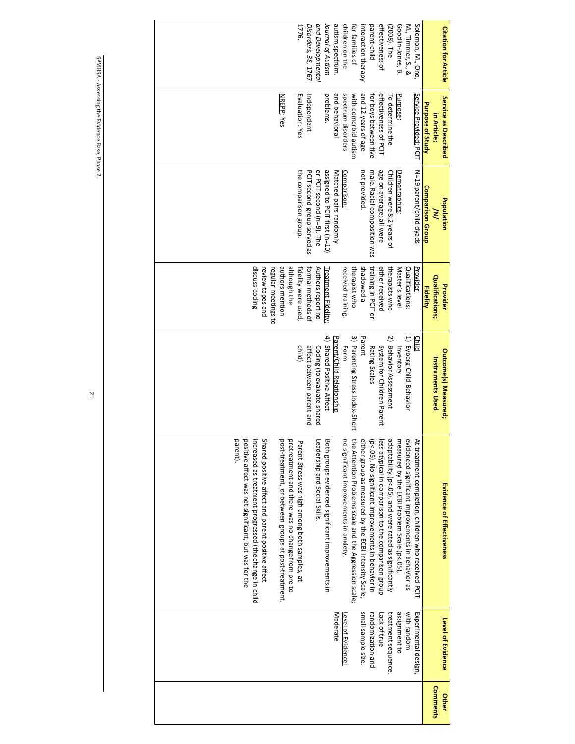| Citation for Article | Service as Described in Article; Purpose of Study | Population /N/ Comparison Group | Provider Qualifications; Fidelity | Outcome(s) Measured; Instruments Used | Evidence of Effectiveness | Level of Evidence | Other Comments |
|---|---|---|---|---|---|---|---|
| Solomon, M., Ono, M., Timmer, S., & Goodlin-Jones, B. (2008). The effectiveness of parent-child interaction therapy for families of children on the autism spectrum. *Journal of Autism and Developmental Disorders, 38*, 1767-1776. | Service Provided: PCIT<br><br>Purpose: To determine the effectiveness of PCIT for boys between five and 12 years of age with comorbid autism spectrum disorders and behavioral problems.<br><br>Independent Evaluation: Yes<br><br>NREPP: Yes | N=19 parent/child dyads<br><br>Demographics: Children were 8.2 years of age on average; all were male. Racial composition was not provided.<br><br>Comparison: Matched pairs randomly assigned to PCIT first (n=10) or PCIT second (n=9). The PCIT second group served as the comparison group. | Provider Qualifications: Master's level therapists who either received training in PCIT or shadowed a therapist who received training.<br><br>Treatment Fidelity: Authors report no formal methods of fidelity were used, although the authors mention regular meetings to review tapes and discuss coding. | Child<br>1) Eyberg Child Behavior Inventory<br>2) Behavior Assessment System for Children Parent Rating Scales<br>Parent<br>3) Parenting Stress Index-Short Form<br>Parent/Child Relationship<br>4) Shared Positive Affect Coding (to evaluate shared affect between parent and child) | At treatment completion, children who received PCIT evidenced significant improvements in behavior as measured by the ECBI Problem Scale ($p<.05$), adaptability ($p<.05$), and were rated as significantly less atypical in comparison to the comparison group ($p<.05$). No significant improvements in behavior in either group as measured by the ECBI Intensity Scale, the Attention Problems scale and the Aggression scale; no significant improvements in anxiety.<br><br>Both groups evidenced significant improvements in Leadership and Social Skills.<br><br>Parent Stress was high among both samples, at pretreatment and there was no change from pre to post-treatment, or between groups at post-treatment.<br><br>Shared positive affect and parent positive affect increased as treatment progressed (the change in child positive affect was not significant, but was for the parent). | Experimental design, with random assignment to treatment sequence. Lack of true randomization and small sample size.<br><br>Level of Evidence: Moderate | |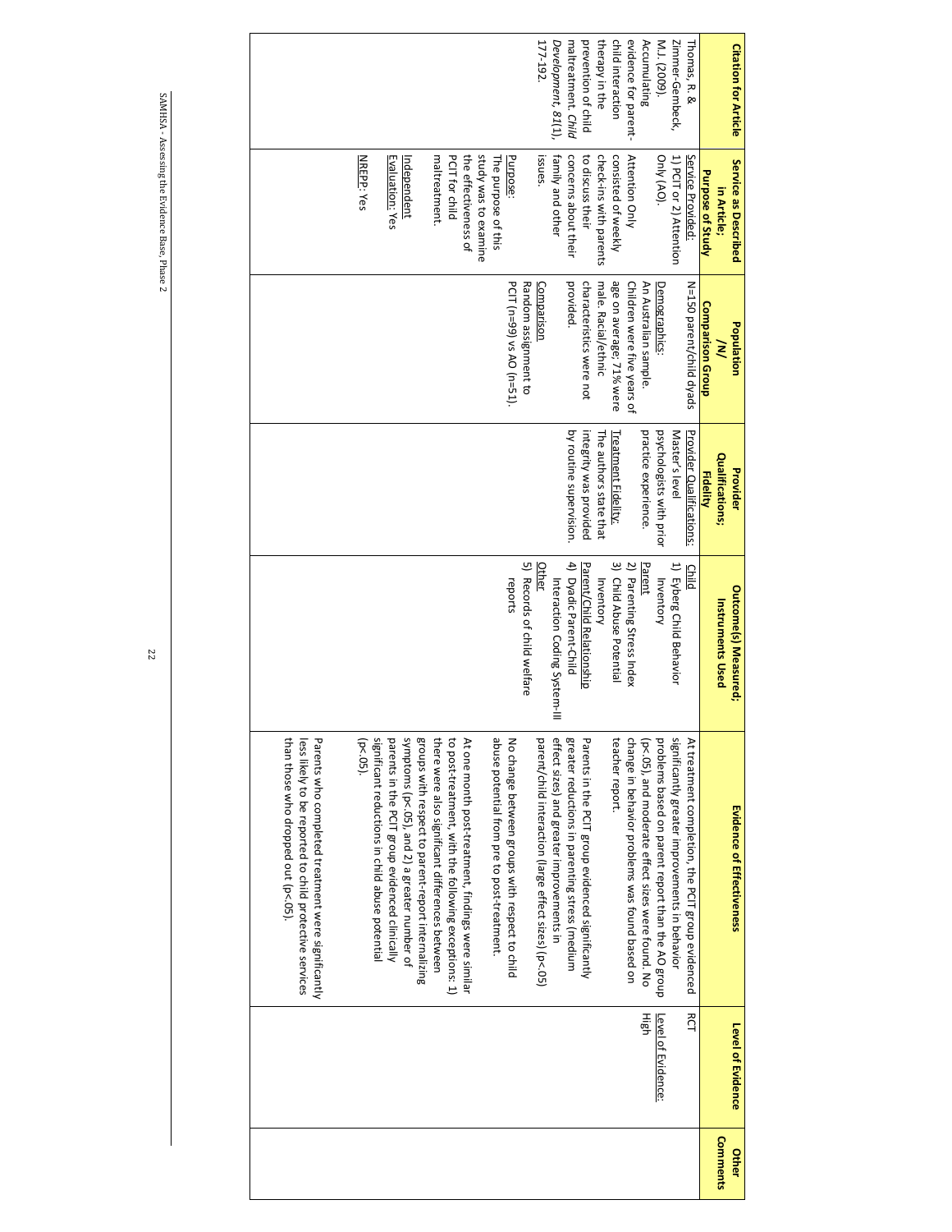| Citation for Article | Service as Described in Article; Purpose of Study | Population /N/ Comparison Group | Provider Qualifications; Fidelity | Outcome(s) Measured; Instruments Used | Evidence of Effectiveness | Level of Evidence | Other Comments |
|---|---|---|---|---|---|---|---|
| Thomas, R. & Zimmer-Gembeck, M.J. (2009). Accumulating evidence for parent-child interaction therapy in the prevention of child maltreatment. *Child Development, 81*(1), 177-192. | Service Provided: 1) PCIT or 2) Attention Only (AO). Attention Only consisted of weekly check-ins with parents to discuss their concerns about their family and other issues. Purpose: The purpose of this study was to examine the effectiveness of PCIT for child maltreatment. Independent Evaluation: Yes NREPP: Yes | N=150 parent/child dyads Demographics: An Australian sample. Children were five years of age on average; 71% were male. Racial/ethnic characteristics were not provided. Comparison Random assignment to PCIT (n=99) vs AO (n=51). | Provider Qualifications: Master's level psychologists with prior practice experience. Treatment Fidelity: The authors state that integrity was provided by routine supervision. | Child 1) Eyberg Child Behavior Inventory Parent 2) Parenting Stress Index 3) Child Abuse Potential Inventory Parent/Child Relationship 4) Dyadic Parent-Child Interaction Coding System-III Other 5) Records of child welfare reports | At treatment completion, the PCIT group evidenced significantly greater improvements in behavior problems based on parent report than the AO group (p<.05), and moderate effect sizes were found. No change in behavior problems was found based on teacher report. Parents in the PCIT group evidenced significantly greater reductions in parenting stress (medium effect sizes) and greater improvements in parent/child interaction (large effect sizes) (p<.05) No change between groups with respect to child abuse potential from pre to post-treatment. At one month post-treatment, findings were similar to post-treatment, with the following exceptions: 1) there were also significant differences between groups with respect to parent-report internalizing symptoms (p<.05), and 2) a greater number of parents in the PCIT group evidenced clinically significant reductions in child abuse potential (p<.05). Parents who completed treatment were significantly less likely to be reported to child protective services than those who dropped out (p<.05). | RCT Level of Evidence: High | |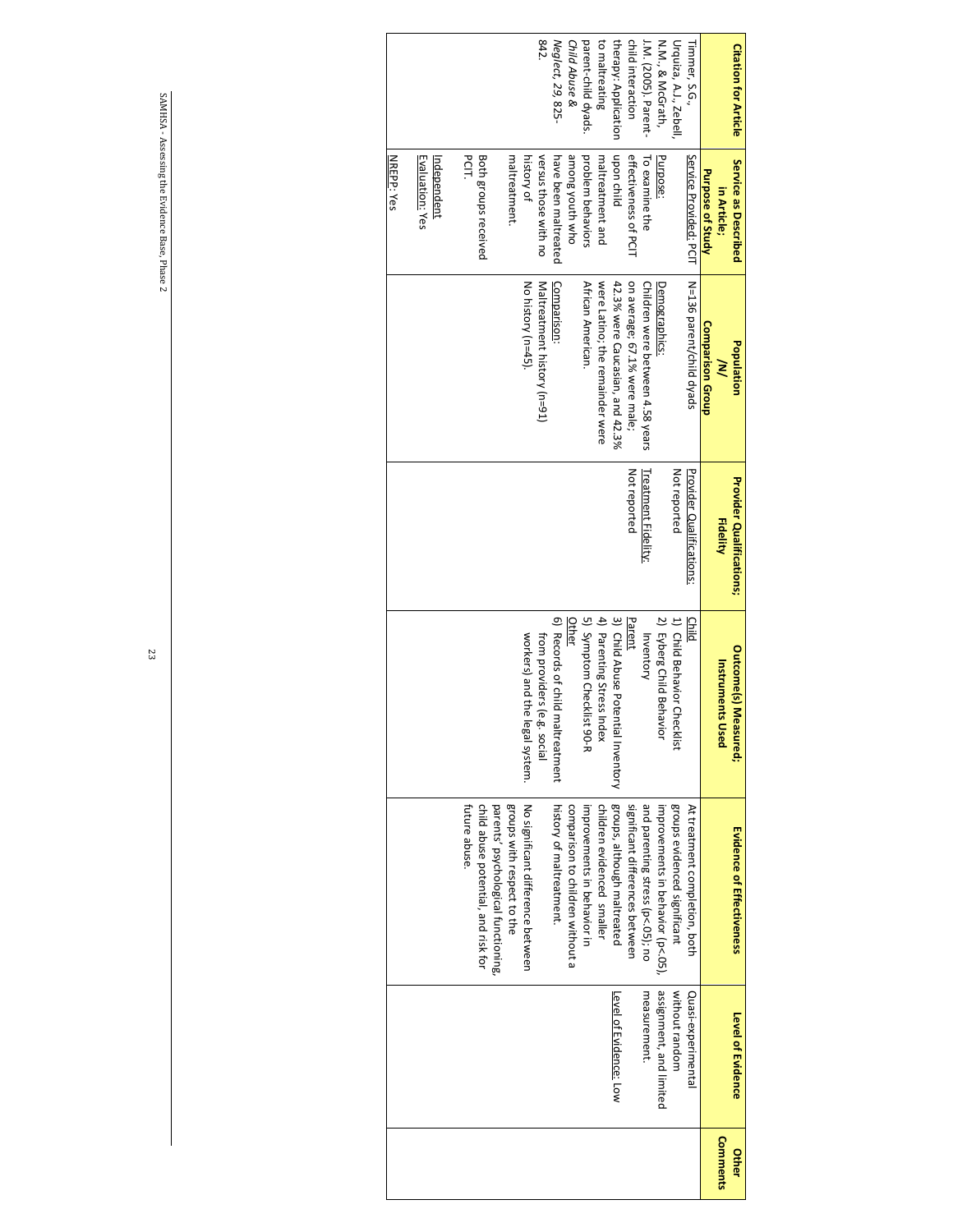| Citation for Article | Service as Described in Article; Purpose of Study | Population /N/ Comparison Group | Provider Qualifications; Fidelity | Outcome(s) Measured; Instruments Used | Evidence of Effectiveness | Level of Evidence | Other Comments |
|---|---|---|---|---|---|---|---|
| Timmer, S.G., Urquiza, A.J., Zebell, N.M., & McGrath, J.M. (2005). Parent-child interaction therapy: Application to maltreating parent-child dyads. *Child Abuse & Neglect, 29*, 825-842. | Service Provided: PCIT<br><br>Purpose: To examine the effectiveness of PCIT upon child maltreatment and problem behaviors among youth who have been maltreated versus those with no history of maltreatment.<br><br>Both groups received PCIT.<br><br>Independent Evaluation: Yes<br><br>NREPP: Yes | N=136 parent/child dyads<br><br>Demographics: Children were between 4.58 years on average; 67.1% were male; 42.3% were Caucasian, and 42.3% were Latino; the remainder were African American.<br><br>Comparison: Maltreatment history (n=91) No history (n=45). | Provider Qualifications: Not reported<br><br>Treatment Fidelity: Not reported | Child<br>1) Child Behavior Checklist<br>2) Eyberg Child Behavior Inventory<br>Parent<br>3) Child Abuse Potential Inventory<br>4) Parenting Stress Index<br>5) Symptom Checklist 90-R<br>Other<br>6) Records of child maltreatment from providers (e.g. social workers) and the legal system. | At treatment completion, both groups evidenced significant improvements in behavior ($p<.05$), and parenting stress ($p<.05$); no significant differences between groups, although maltreated children evidenced smaller improvements in behavior in comparison to children without a history of maltreatment.<br><br>No significant difference between groups with respect to the parents' psychological functioning, child abuse potential, and risk for future abuse. | Quasi-experimental without random assignment, and limited measurement.<br><br>Level of Evidence: Low | |

SAMHSA - Assessing the Evidence Base, Phase 2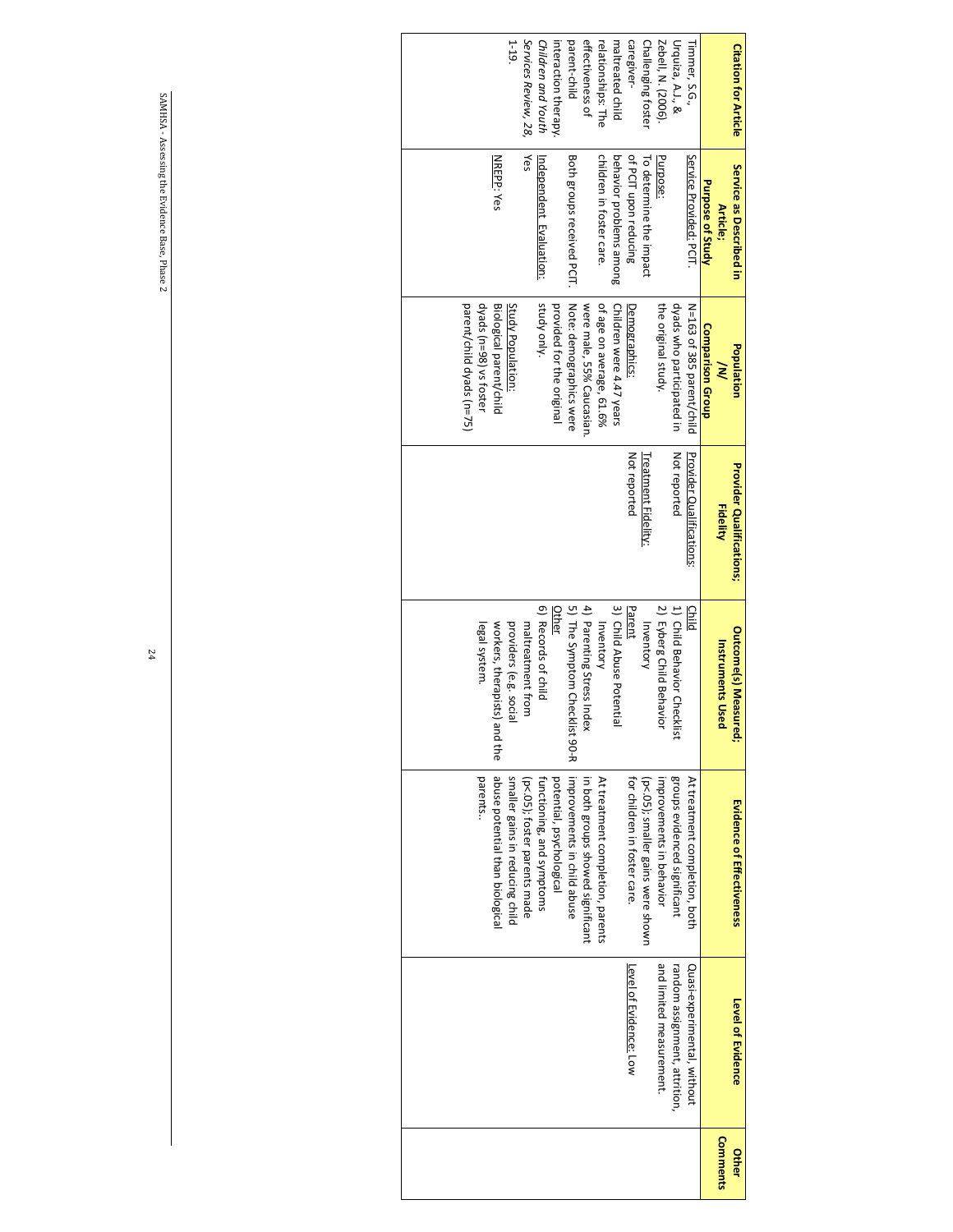| Citation for Article | Service as Described in Article: Purpose of Study | Population /N/ Comparison Group | Provider Qualifications; Fidelity | Outcome(s) Measured; Instruments Used | Evidence of Effectiveness | Level of Evidence | Other Comments |
|---|---|---|---|---|---|---|---|
| Timmer, S.G., Urquiza, A.J., & Zebell, N. (2006). Challenging foster caregiver-maltreated child relationships: The effectiveness of parent-child interaction therapy. *Children and Youth Services Review, 28*, 1-19. | Service Provided: PCIT.<br><br>Purpose: To determine the impact of PCIT upon reducing behavior problems among children in foster care.<br><br>Both groups received PCIT.<br><br>Independent Evaluation: Yes<br><br>NREPP: Yes | N=163 of 385 parent/child dyads who participated in the original study.<br><br>Demographics: Children were 4.47 years of age on average, 61.6% were male, 55% Caucasian. Note: demographics were provided for the original study only.<br><br>Study Population: Biological parent/child dyads (n=98) vs foster parent/child dyads (n=75) | Provider Qualifications: Not reported<br><br>Treatment Fidelity: Not reported | Child<br>1) Child Behavior Checklist<br>2) Eyberg Child Behavior Inventory<br>Parent<br>3) Child Abuse Potential Inventory<br>4) Parenting Stress Index<br>5) The Symptom Checklist 90-R<br>Other<br>6) Records of child maltreatment from providers (e.g. social workers, therapists) and the legal system. | At treatment completion, both groups evidenced significant improvements in behavior ($p<.05$); smaller gains were shown for children in foster care.<br><br>At treatment completion, parents in both groups showed significant improvements in child abuse potential, psychological functioning, and symptoms ($p<.05$); foster parents made smaller gains in reducing child abuse potential than biological parents.. | Quasi-experimental, without random assignment, attrition, and limited measurement.<br><br>Level of Evidence: Low | |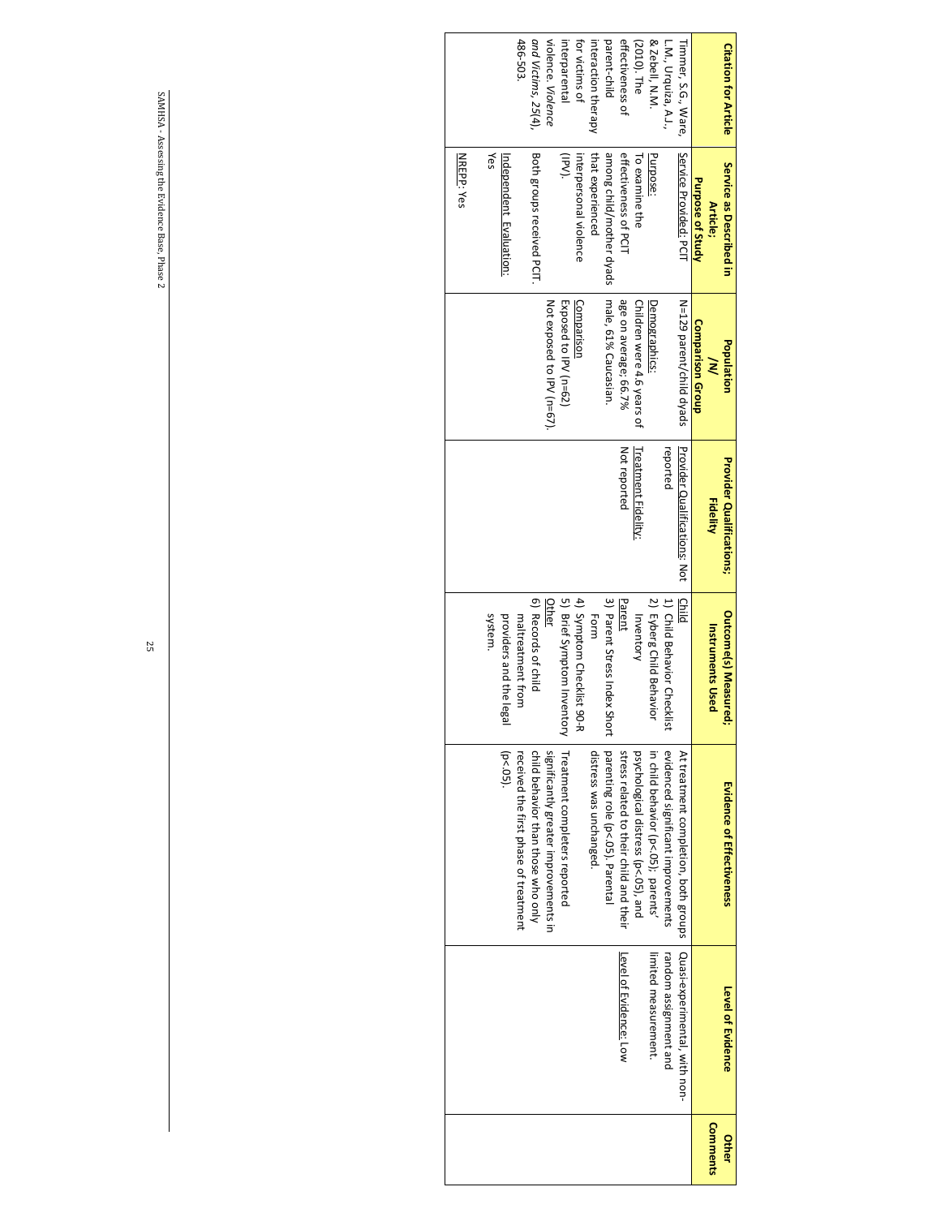| Citation for Article | Service as Described in Article: Purpose of Study | Population /N/ Comparison Group | Provider Qualifications; Fidelity | Outcome(s) Measured; Instruments Used | Evidence of Effectiveness | Level of Evidence | Other Comments |
|---|---|---|---|---|---|---|---|
| Timmer, S.G., Ware, L.M., Urquiza, A.J., & Zebell, N.M. (2010). The effectiveness of parent-child interaction therapy for victims of interparental violence. *Violence and Victims, 25*(4), 486-503. | Service Provided: PCIT<br><br>Purpose: To examine the effectiveness of PCIT among child/mother dyads that experienced interpersonal violence (IPV).<br><br>Both groups received PCIT.<br><br>Independent Evaluation: Yes<br><br>NREPP: Yes | N=129 parent/child dyads<br><br>Demographics: Children were 4.6 years of age on average; 66.7% male, 61% Caucasian.<br><br>Comparison<br>Exposed to IPV (n=62)<br>Not exposed to IPV (n=67). | Provider Qualifications: Not reported<br><br>Treatment Fidelity: Not reported | Child<br>1) Child Behavior Checklist<br>2) Eyberg Child Behavior Inventory<br>Parent<br>3) Parent Stress Index Short Form<br>4) Symptom Checklist 90-R<br>5) Brief Symptom Inventory<br>Other<br>6) Records of child maltreatment from providers and the legal system. | At treatment completion, both groups evidenced significant improvements in child behavior ($p<.05$); parents' psychological distress ($p<.05$), and stress related to their child and their parenting role ($p<.05$). Parental distress was unchanged.<br><br>Treatment completers reported significantly greater improvements in child behavior than those who only received the first phase of treatment ($p<.05$). | Quasi-experimental, with non-random assignment and limited measurement.<br><br>Level of Evidence: Low | |

SAMHSA - Assessing the Evidence Base, Phase 2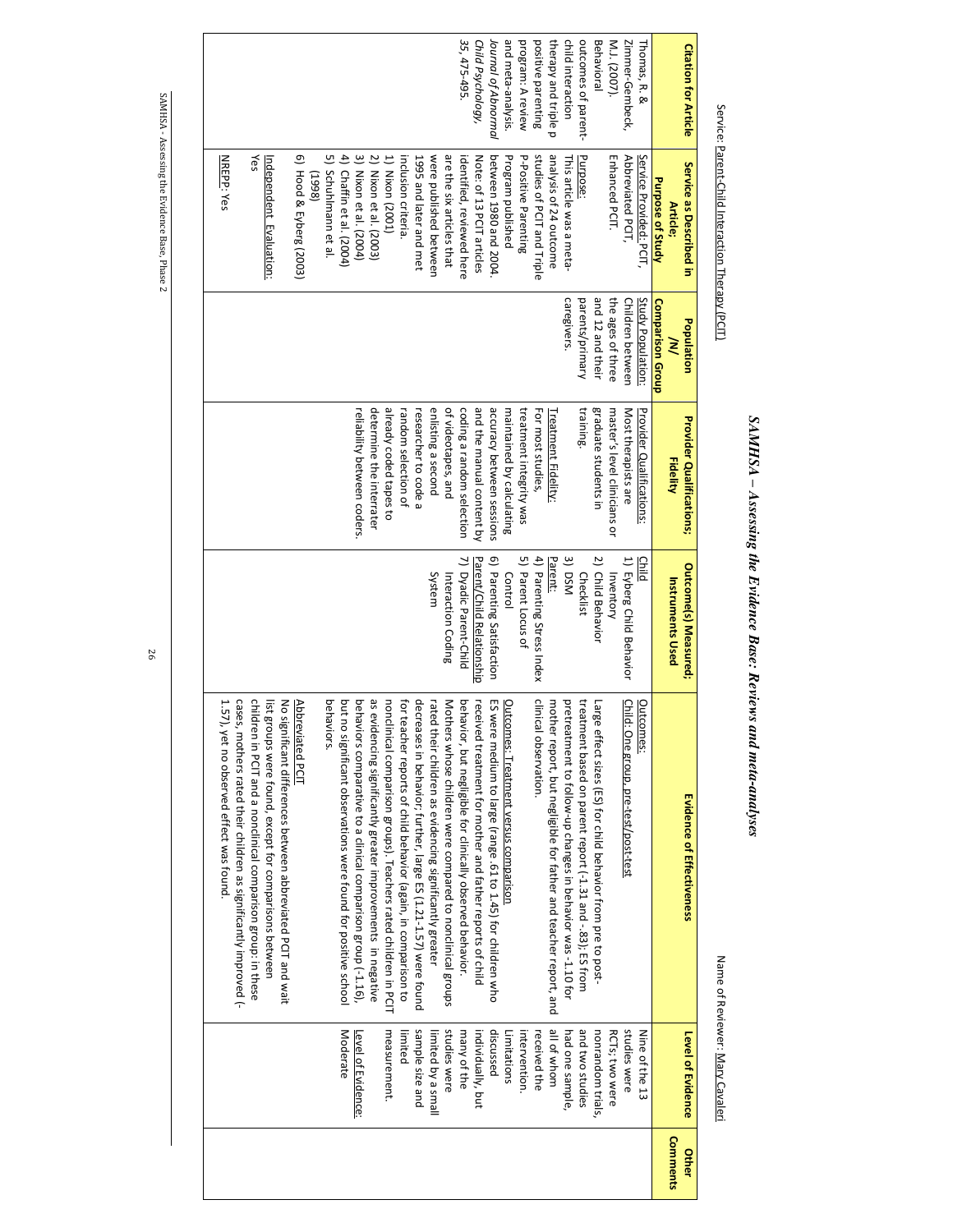# SAMHSA – Assessing the Evidence Base: Reviews and meta-analyses

Service: Parent-Child Interaction Therapy (PCIT)

Name of Reviewer: Mary Cavaleri

| Citation for Article | Service as Described in Article; Purpose of Study | Population /N/ Comparison Group | Provider Qualifications; Fidelity | Outcome(s) Measured; Instruments Used | Evidence of Effectiveness | Level of Evidence | Other Comments |
|---|---|---|---|---|---|---|---|
| Thomas, R. & Zimmer-Gembeck, M.J. (2007). Behavioral outcomes of parent-child interaction therapy and triple p positive parenting program: A review and meta-analysis. *Journal of Abnormal Child Psychology, 35*, 475-495. | Service Provided: PCIT, Abbreviated PCIT, Enhanced PCIT.<br><br>Purpose: This article was a meta-analysis of 24 outcome studies of PCIT and Triple P-Positive Parenting Program published between 1980 and 2004. Note: of 13 PCIT articles identified, reviewed here are the six articles that were published between 1995 and later and met inclusion criteria.<br>1) Nixon (2001)<br>2) Nixon et al. (2003)<br>3) Nixon et al. (2004)<br>4) Chaffin et al. (2004)<br>5) Schuhlmann et al. (1998)<br>6) Hood & Eyberg (2003)<br><br>Independent Evaluation: Yes<br><br>NREPP: Yes | Study Population: Children between the ages of three and 12 and their parents/primary caregivers. | Provider Qualifications: Most therapists are master's level clinicians or graduate students in training.<br><br>Treatment Fidelity: For most studies, treatment integrity was maintained by calculating accuracy between sessions and the manual content by coding a random selection of videotapes, and enlisting a second researcher to code a random selection of already coded tapes to determine the interrater reliability between coders. | Child<br>1) Eyberg Child Behavior Inventory<br>2) Child Behavior Checklist<br>3) DSM<br>Parent:<br>4) Parenting Stress Index<br>5) Parent Locus of Control<br>6) Parenting Satisfaction<br>Parent/Child Relationship<br>7) Dyadic Parent-Child Interaction Coding System | Outcomes:<br>Child: One group, pre-test/post-test<br>Large effect sizes (ES) for child behavior from pre to post-treatment based on parent report (-1.31 and -.83); ES from pretreatment to follow-up changes in behavior was -1.10 for mother report, but negligible for father and teacher report, and clinical observation.<br><br>Outcomes: Treatment versus comparison<br>ES were medium to large (range .61 to 1.45) for children who received treatment for mother and father reports of child behavior, but negligible for clinically observed behavior. Mothers whose children were compared to nonclinical groups rated their children as evidencing significantly greater decreases in behavior; further, large ES (1.21-1.57) were found for teacher reports of child behavior (again, in comparison to nonclinical comparison groups). Teachers rated children in PCIT as evidencing significantly greater improvements in negative behaviors comparative to a clinical comparison group (-1.16), but no significant observations were found for positive school behaviors.<br><br>Abbreviated PCIT<br>No significant differences between abbreviated PCIT and wait list groups were found, except for comparisons between children in PCIT and a nonclinical comparison group: in these cases, mothers rated their children as significantly improved (-1.57), yet no observed effect was found. | Nine of the 13 studies were RCTs; two were nonrandom trials, and two studies had one sample, all of whom received the intervention. Limitations discussed individually, but many of the studies were limited by a small sample size and limited measurement.<br><br>Level of Evidence: Moderate | |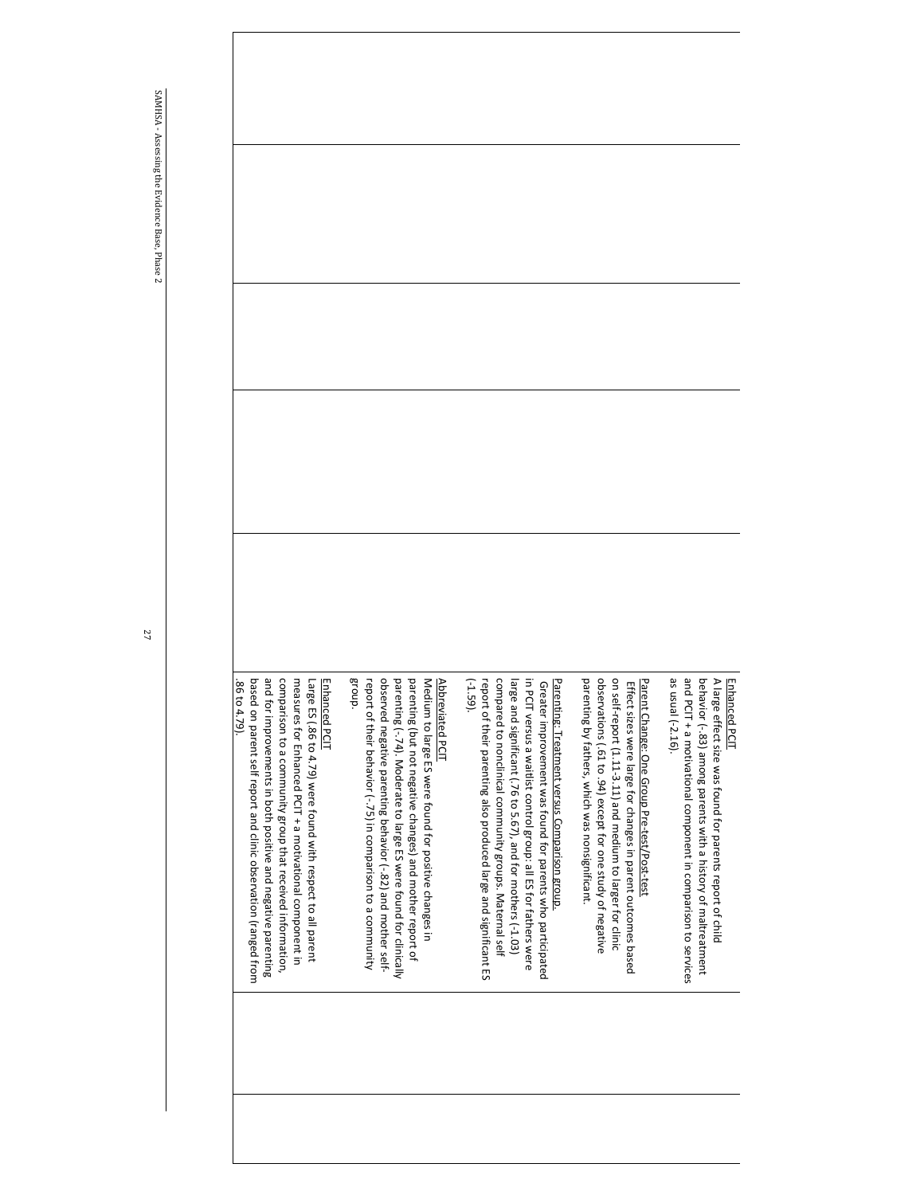| | | | | | | |
|---|---|---|---|---|---|---|
| | | | | | Enhanced PCIT<br>A large effect size was found for parents report of child behavior (-.83) among parents with a history of maltreatment and PCIT + a motivational component in comparison to services as usual (-2.16).<br><br>Parent Change: One Group Pre-test/Post-test<br>Effect sizes were large for changes in parent outcomes based on self-report (1.11-3.11) and medium to larger for clinic observations (.61 to .94) except for one study of negative parenting by fathers, which was nonsignificant.<br><br>Parenting: Treatment versus Comparison group.<br>Greater improvement was found for parents who participated in PCIT versus a waitlist control group: all ES for fathers were large and significant (.76 to 5.67), and for mothers (-1.03) compared to nonclinical community groups. Maternal self report of their parenting also produced large and significant ES (-1.59).<br><br>Abbreviated PCIT<br>Medium to large ES were found for positive changes in parenting (but not negative changes) and mother report of parenting (-.74). Moderate to large ES were found for clinically observed negative parenting behavior (-.82) and mother self-report of their behavior (-.75) in comparison to a community group.<br><br>Enhanced PCIT<br>Large ES (.86 to 4.79) were found with respect to all parent measures for Enhanced PCIT + a motivational component in comparison to a community group that received information, and for improvements in both positive and negative parenting based on parent self report and clinic observation (ranged from .86 to 4.79). | |